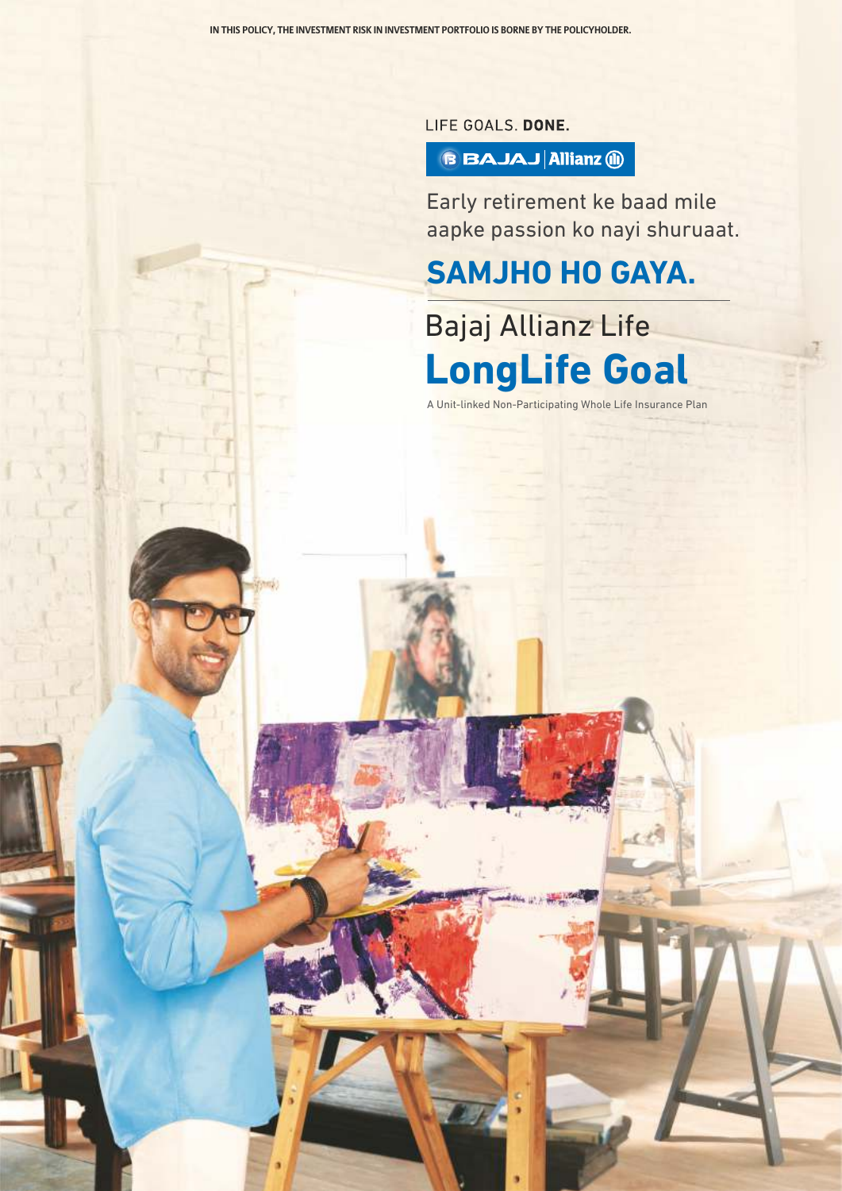IN THIS POLICY, THE INVESTMENT RISK IN INVESTMENT PORTFOLIO IS BORNE BY THE POLICYHOLDER.

LIFE GOALS. **DONE.**

BAJAJ | Allianz

Early retirement ke baad mile aapke passion ko nayi shuruaat.

## SAMJHO HO GAYA.

Bajaj Allianz Life

# LongLife Goal

A Unit-linked Non-Participating Whole Life Insurance Plan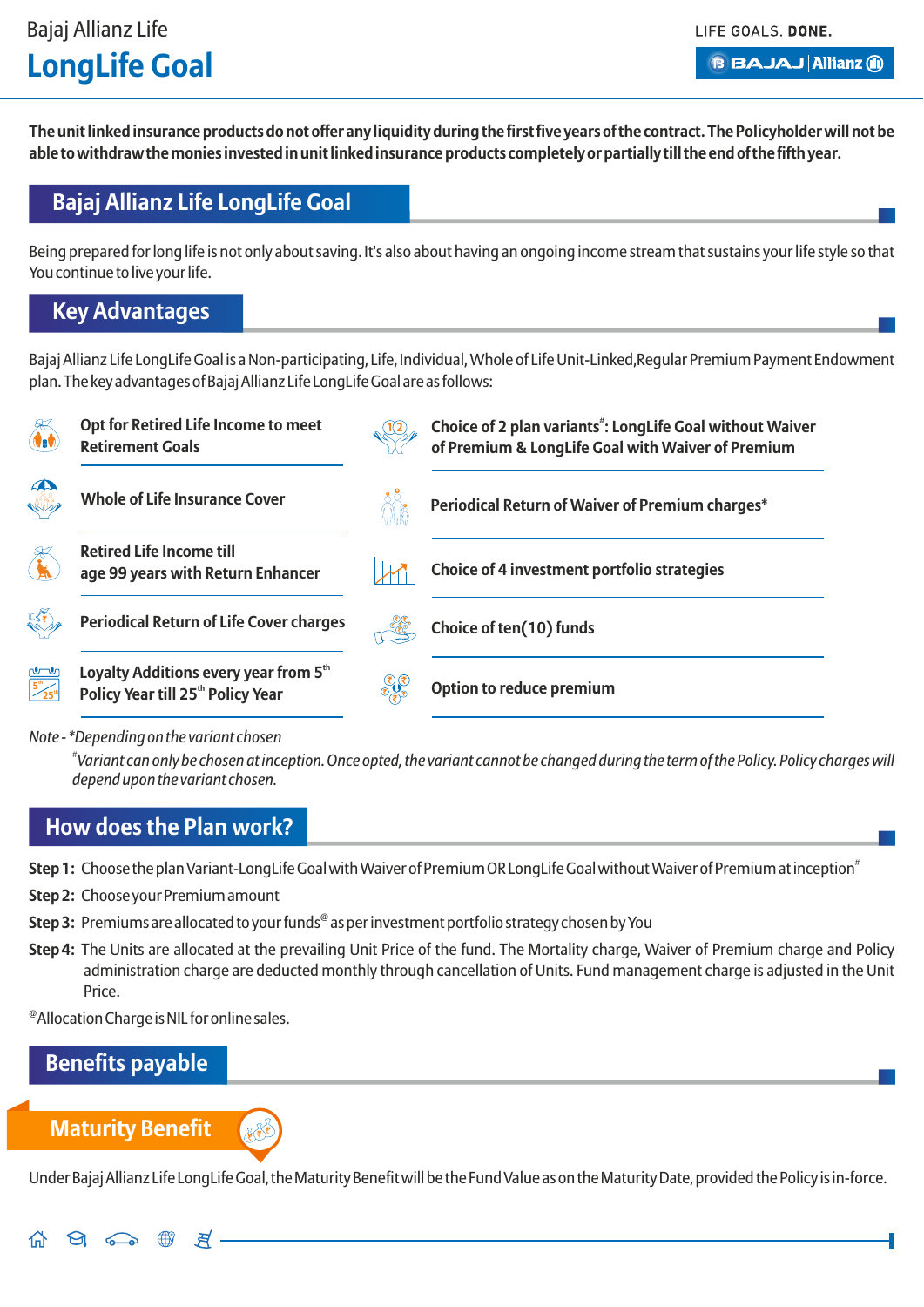**The unit linked insurance products do not offer any liquidity during the first five years of the contract. The Policyholder will not be able to withdraw the monies invested in unit linked insurance products completely or partially till the end of the fifth year.**

## Bajaj Allianz Life LongLife Goal

Being prepared for long life is not only about saving. It's also about having an ongoing income stream that sustains your life style so that You continue to live your life.

## Key Advantages

Bajaj Allianz Life LongLife Goal is a Non-participating, Life, Individual, Whole of Life Unit-Linked, Regular Premium Payment Endowment plan. The key advantages of Bajaj Allianz Life LongLife Goal are as follows:

- **Opt for Retired Life Income to meet Retirement Goals**
- **Whole of Life Insurance Cover**
- **Retired Life Income till age 99 years with Return Enhancer**
- **Periodical Return of Life Cover charges**
- **Loyalty Additions every year from 5th Policy Year till 25th Policy Year**
- **Choice of 2 plan variants#: LongLife Goal without Waiver of Premium & LongLife Goal with Waiver of Premium**
- **Periodical Return of Waiver of Premium charges***
- **Choice of 4 investment portfolio strategies**
- **Choice of ten(10) funds**
- **Option to reduce premium**

*Note - \*Depending on the variant chosen*

*#Variant can only be chosen at inception. Once opted, the variant cannot be changed during the term of the Policy. Policy charges will depend upon the variant chosen.*

## How does the Plan work?

**Step 1:** Choose the plan Variant-LongLife Goal with Waiver of Premium OR LongLife Goal without Waiver of Premium at inception#

**Step 2:** Choose your Premium amount

**Step 3:** Premiums are allocated to your funds@ as per investment portfolio strategy chosen by You

**Step 4:** The Units are allocated at the prevailing Unit Price of the fund. The Mortality charge, Waiver of Premium charge and Policy administration charge are deducted monthly through cancellation of Units. Fund management charge is adjusted in the Unit Price.

@Allocation Charge is NIL for online sales.

## Benefits payable

### Maturity Benefit

Under Bajaj Allianz Life LongLife Goal, the Maturity Benefit will be the Fund Value as on the Maturity Date, provided the Policy is in-force.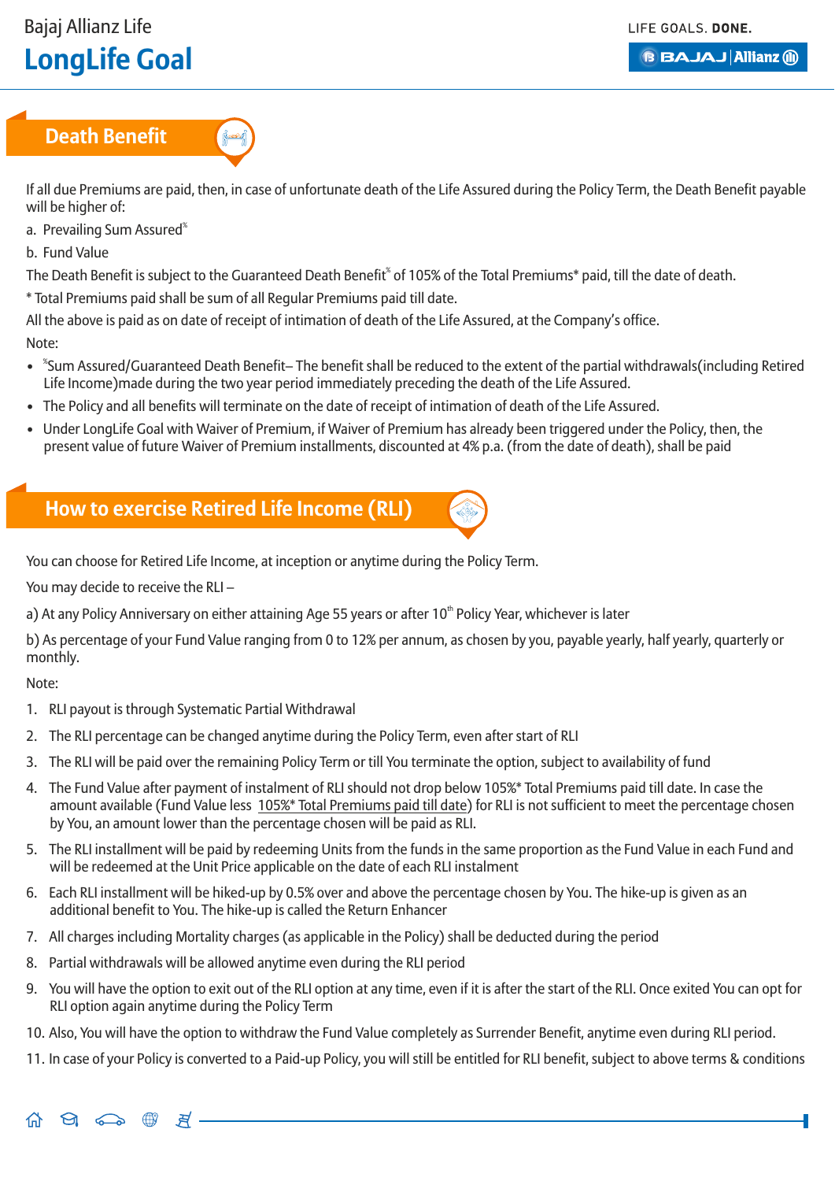## Death Benefit

If all due Premiums are paid, then, in case of unfortunate death of the Life Assured during the Policy Term, the Death Benefit payable will be higher of:

a. Prevailing Sum Assured[%]

b. Fund Value

The Death Benefit is subject to the Guaranteed Death Benefit[%] of 105% of the Total Premiums* paid, till the date of death.

* Total Premiums paid shall be sum of all Regular Premiums paid till date.

All the above is paid as on date of receipt of intimation of death of the Life Assured, at the Company's office.

Note:

- [%]Sum Assured/Guaranteed Death Benefit– The benefit shall be reduced to the extent of the partial withdrawals(including Retired Life Income)made during the two year period immediately preceding the death of the Life Assured.
- The Policy and all benefits will terminate on the date of receipt of intimation of death of the Life Assured.
- Under LongLife Goal with Waiver of Premium, if Waiver of Premium has already been triggered under the Policy, then, the present value of future Waiver of Premium installments, discounted at 4% p.a. (from the date of death), shall be paid

## How to exercise Retired Life Income (RLI)

You can choose for Retired Life Income, at inception or anytime during the Policy Term.

You may decide to receive the RLI –

a) At any Policy Anniversary on either attaining Age 55 years or after 10th Policy Year, whichever is later

b) As percentage of your Fund Value ranging from 0 to 12% per annum, as chosen by you, payable yearly, half yearly, quarterly or monthly.

Note:

1. RLI payout is through Systematic Partial Withdrawal
2. The RLI percentage can be changed anytime during the Policy Term, even after start of RLI
3. The RLI will be paid over the remaining Policy Term or till You terminate the option, subject to availability of fund
4. The Fund Value after payment of instalment of RLI should not drop below 105%* Total Premiums paid till date. In case the amount available (Fund Value less 105%* Total Premiums paid till date) for RLI is not sufficient to meet the percentage chosen by You, an amount lower than the percentage chosen will be paid as RLI.
5. The RLI installment will be paid by redeeming Units from the funds in the same proportion as the Fund Value in each Fund and will be redeemed at the Unit Price applicable on the date of each RLI instalment
6. Each RLI installment will be hiked-up by 0.5% over and above the percentage chosen by You. The hike-up is given as an additional benefit to You. The hike-up is called the Return Enhancer
7. All charges including Mortality charges (as applicable in the Policy) shall be deducted during the period
8. Partial withdrawals will be allowed anytime even during the RLI period
9. You will have the option to exit out of the RLI option at any time, even if it is after the start of the RLI. Once exited You can opt for RLI option again anytime during the Policy Term
10. Also, You will have the option to withdraw the Fund Value completely as Surrender Benefit, anytime even during RLI period.
11. In case of your Policy is converted to a Paid-up Policy, you will still be entitled for RLI benefit, subject to above terms & conditions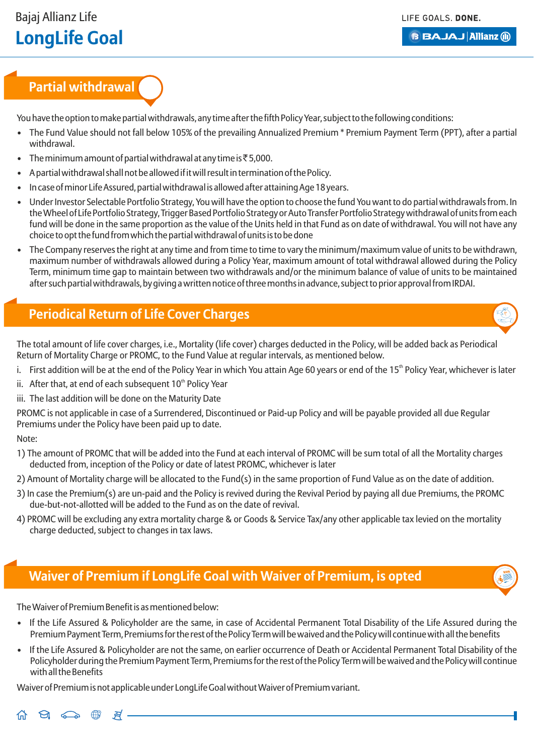## Partial withdrawal

You have the option to make partial withdrawals, any time after the fifth Policy Year, subject to the following conditions:

- The Fund Value should not fall below 105% of the prevailing Annualized Premium * Premium Payment Term (PPT), after a partial withdrawal.
- The minimum amount of partial withdrawal at any time is ₹5,000.
- A partial withdrawal shall not be allowed if it will result in termination of the Policy.
- In case of minor Life Assured, partial withdrawal is allowed after attaining Age 18 years.
- Under Investor Selectable Portfolio Strategy, You will have the option to choose the fund You want to do partial withdrawals from. In the Wheel of Life Portfolio Strategy, Trigger Based Portfolio Strategy or Auto Transfer Portfolio Strategy withdrawal of units from each fund will be done in the same proportion as the value of the Units held in that Fund as on date of withdrawal. You will not have any choice to opt the fund from which the partial withdrawal of units is to be done
- The Company reserves the right at any time and from time to time to vary the minimum/maximum value of units to be withdrawn, maximum number of withdrawals allowed during a Policy Year, maximum amount of total withdrawal allowed during the Policy Term, minimum time gap to maintain between two withdrawals and/or the minimum balance of value of units to be maintained after such partial withdrawals, by giving a written notice of three months in advance, subject to prior approval from IRDAI.

## Periodical Return of Life Cover Charges

The total amount of life cover charges, i.e., Mortality (life cover) charges deducted in the Policy, will be added back as Periodical Return of Mortality Charge or PROMC, to the Fund Value at regular intervals, as mentioned below.

i. First addition will be at the end of the Policy Year in which You attain Age 60 years or end of the 15th Policy Year, whichever is later

ii. After that, at end of each subsequent 10th Policy Year

iii. The last addition will be done on the Maturity Date

PROMC is not applicable in case of a Surrendered, Discontinued or Paid-up Policy and will be payable provided all due Regular Premiums under the Policy have been paid up to date.

Note:

1) The amount of PROMC that will be added into the Fund at each interval of PROMC will be sum total of all the Mortality charges deducted from, inception of the Policy or date of latest PROMC, whichever is later

2) Amount of Mortality charge will be allocated to the Fund(s) in the same proportion of Fund Value as on the date of addition.

3) In case the Premium(s) are un-paid and the Policy is revived during the Revival Period by paying all due Premiums, the PROMC due-but-not-allotted will be added to the Fund as on the date of revival.

4) PROMC will be excluding any extra mortality charge & or Goods & Service Tax/any other applicable tax levied on the mortality charge deducted, subject to changes in tax laws.

## Waiver of Premium if LongLife Goal with Waiver of Premium, is opted

The Waiver of Premium Benefit is as mentioned below:

- If the Life Assured & Policyholder are the same, in case of Accidental Permanent Total Disability of the Life Assured during the Premium Payment Term, Premiums for the rest of the Policy Term will be waived and the Policy will continue with all the benefits
- If the Life Assured & Policyholder are not the same, on earlier occurrence of Death or Accidental Permanent Total Disability of the Policyholder during the Premium Payment Term, Premiums for the rest of the Policy Term will be waived and the Policy will continue with all the Benefits

Waiver of Premium is not applicable under LongLife Goal without Waiver of Premium variant.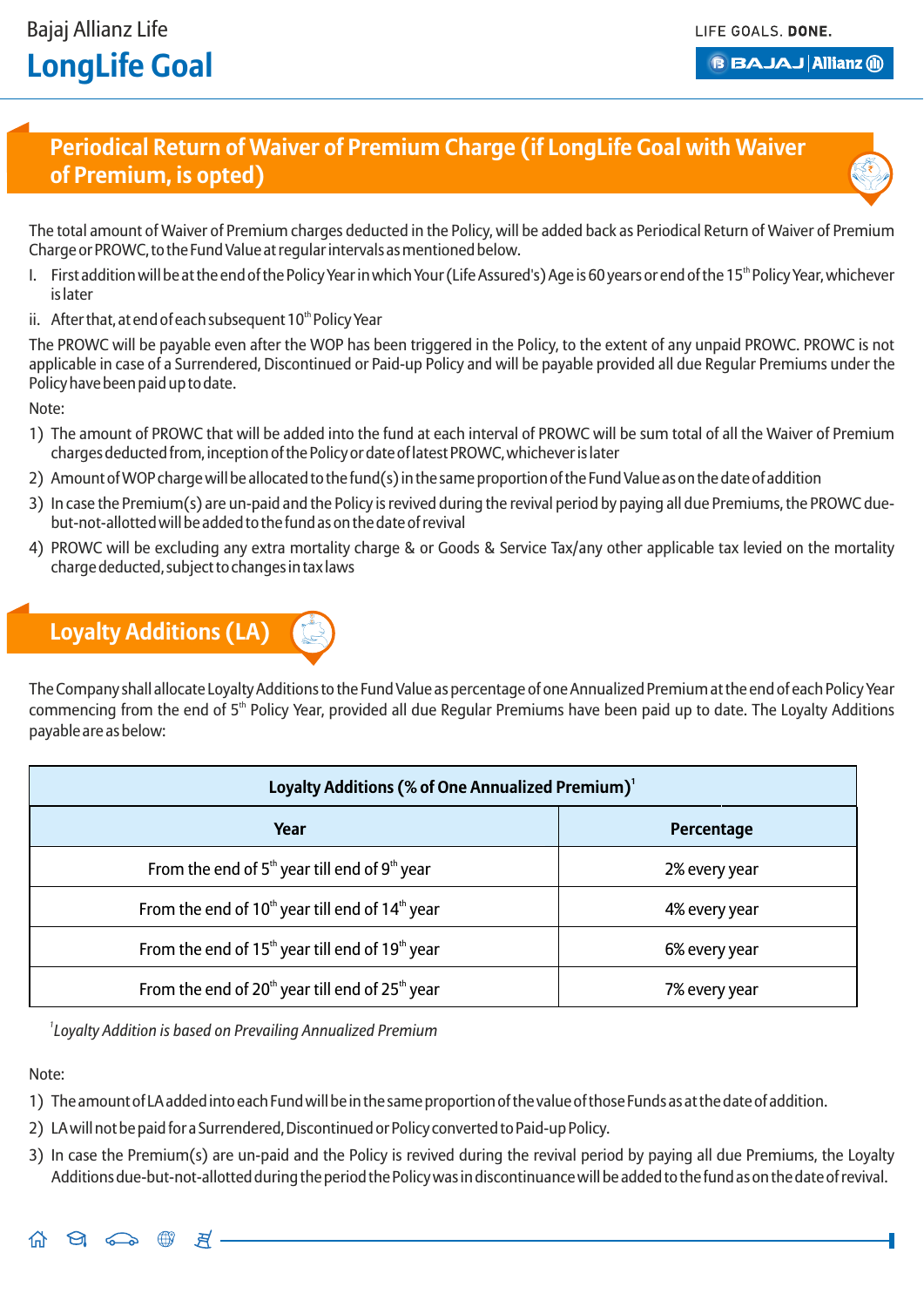## Periodical Return of Waiver of Premium Charge (if LongLife Goal with Waiver of Premium, is opted)

The total amount of Waiver of Premium charges deducted in the Policy, will be added back as Periodical Return of Waiver of Premium Charge or PROWC, to the Fund Value at regular intervals as mentioned below.

I. First addition will be at the end of the Policy Year in which Your (Life Assured's) Age is 60 years or end of the 15th Policy Year, whichever is later

ii. After that, at end of each subsequent 10th Policy Year

The PROWC will be payable even after the WOP has been triggered in the Policy, to the extent of any unpaid PROWC. PROWC is not applicable in case of a Surrendered, Discontinued or Paid-up Policy and will be payable provided all due Regular Premiums under the Policy have been paid up to date.

Note:

1) The amount of PROWC that will be added into the fund at each interval of PROWC will be sum total of all the Waiver of Premium charges deducted from, inception of the Policy or date of latest PROWC, whichever is later
2) Amount of WOP charge will be allocated to the fund(s) in the same proportion of the Fund Value as on the date of addition
3) In case the Premium(s) are un-paid and the Policy is revived during the revival period by paying all due Premiums, the PROWC due-but-not-allotted will be added to the fund as on the date of revival
4) PROWC will be excluding any extra mortality charge & or Goods & Service Tax/any other applicable tax levied on the mortality charge deducted, subject to changes in tax laws

## Loyalty Additions (LA)

The Company shall allocate Loyalty Additions to the Fund Value as percentage of one Annualized Premium at the end of each Policy Year commencing from the end of 5th Policy Year, provided all due Regular Premiums have been paid up to date. The Loyalty Additions payable are as below:

| Loyalty Additions (% of One Annualized Premium)[1] | |
|---|---|
| **Year** | **Percentage** |
| From the end of 5th year till end of 9th year | 2% every year |
| From the end of 10th year till end of 14th year | 4% every year |
| From the end of 15th year till end of 19th year | 6% every year |
| From the end of 20th year till end of 25th year | 7% every year |

[1]*Loyalty Addition is based on Prevailing Annualized Premium*

Note:

1) The amount of LA added into each Fund will be in the same proportion of the value of those Funds as at the date of addition.
2) LA will not be paid for a Surrendered, Discontinued or Policy converted to Paid-up Policy.
3) In case the Premium(s) are un-paid and the Policy is revived during the revival period by paying all due Premiums, the Loyalty Additions due-but-not-allotted during the period the Policy was in discontinuance will be added to the fund as on the date of revival.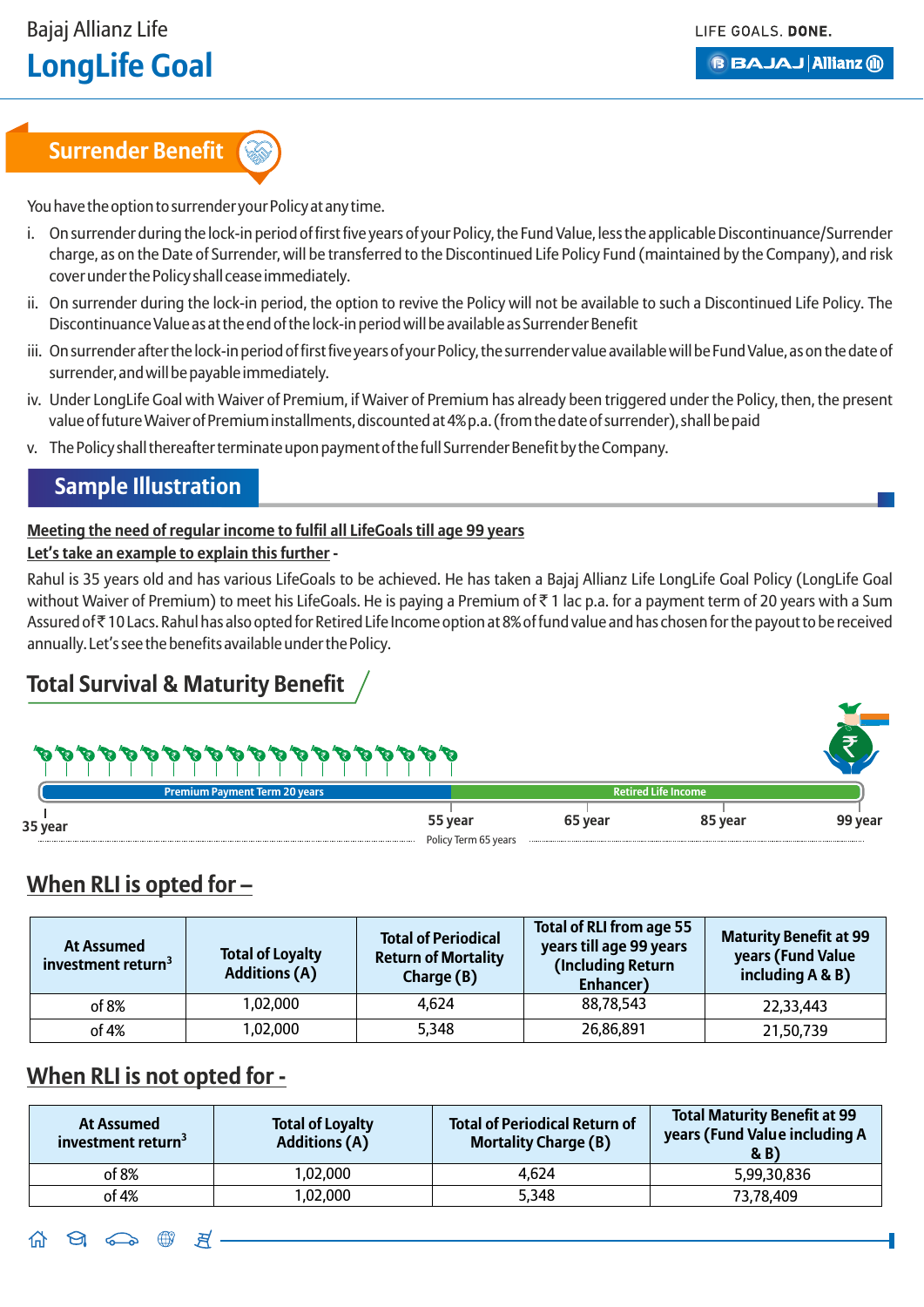## Surrender Benefit

You have the option to surrender your Policy at any time.

i. On surrender during the lock-in period of first five years of your Policy, the Fund Value, less the applicable Discontinuance/Surrender charge, as on the Date of Surrender, will be transferred to the Discontinued Life Policy Fund (maintained by the Company), and risk cover under the Policy shall cease immediately.

ii. On surrender during the lock-in period, the option to revive the Policy will not be available to such a Discontinued Life Policy. The Discontinuance Value as at the end of the lock-in period will be available as Surrender Benefit

iii. On surrender after the lock-in period of first five years of your Policy, the surrender value available will be Fund Value, as on the date of surrender, and will be payable immediately.

iv. Under LongLife Goal with Waiver of Premium, if Waiver of Premium has already been triggered under the Policy, then, the present value of future Waiver of Premium installments, discounted at 4% p.a. (from the date of surrender), shall be paid

v. The Policy shall thereafter terminate upon payment of the full Surrender Benefit by the Company.

## Sample Illustration

**Meeting the need of regular income to fulfil all LifeGoals till age 99 years**

**Let's take an example to explain this further -**

Rahul is 35 years old and has various LifeGoals to be achieved. He has taken a Bajaj Allianz Life LongLife Goal Policy (LongLife Goal without Waiver of Premium) to meet his LifeGoals. He is paying a Premium of ₹ 1 lac p.a. for a payment term of 20 years with a Sum Assured of ₹ 10 Lacs. Rahul has also opted for Retired Life Income option at 8% of fund value and has chosen for the payout to be received annually. Let's see the benefits available under the Policy.

### Total Survival & Maturity Benefit

Premium Payment Term 20 years | Retired Life Income

35 year | 55 year | 65 year | 85 year | 99 year

Policy Term 65 years

### When RLI is opted for –

| At Assumed investment return[3] | Total of Loyalty Additions (A) | Total of Periodical Return of Mortality Charge (B) | Total of RLI from age 55 years till age 99 years (Including Return Enhancer) | Maturity Benefit at 99 years (Fund Value including A & B) |
|---|---|---|---|---|
| of 8% | 1,02,000 | 4,624 | 88,78,543 | 22,33,443 |
| of 4% | 1,02,000 | 5,348 | 26,86,891 | 21,50,739 |

### When RLI is not opted for -

| At Assumed investment return[3] | Total of Loyalty Additions (A) | Total of Periodical Return of Mortality Charge (B) | Total Maturity Benefit at 99 years (Fund Value including A & B) |
|---|---|---|---|
| of 8% | 1,02,000 | 4,624 | 5,99,30,836 |
| of 4% | 1,02,000 | 5,348 | 73,78,409 |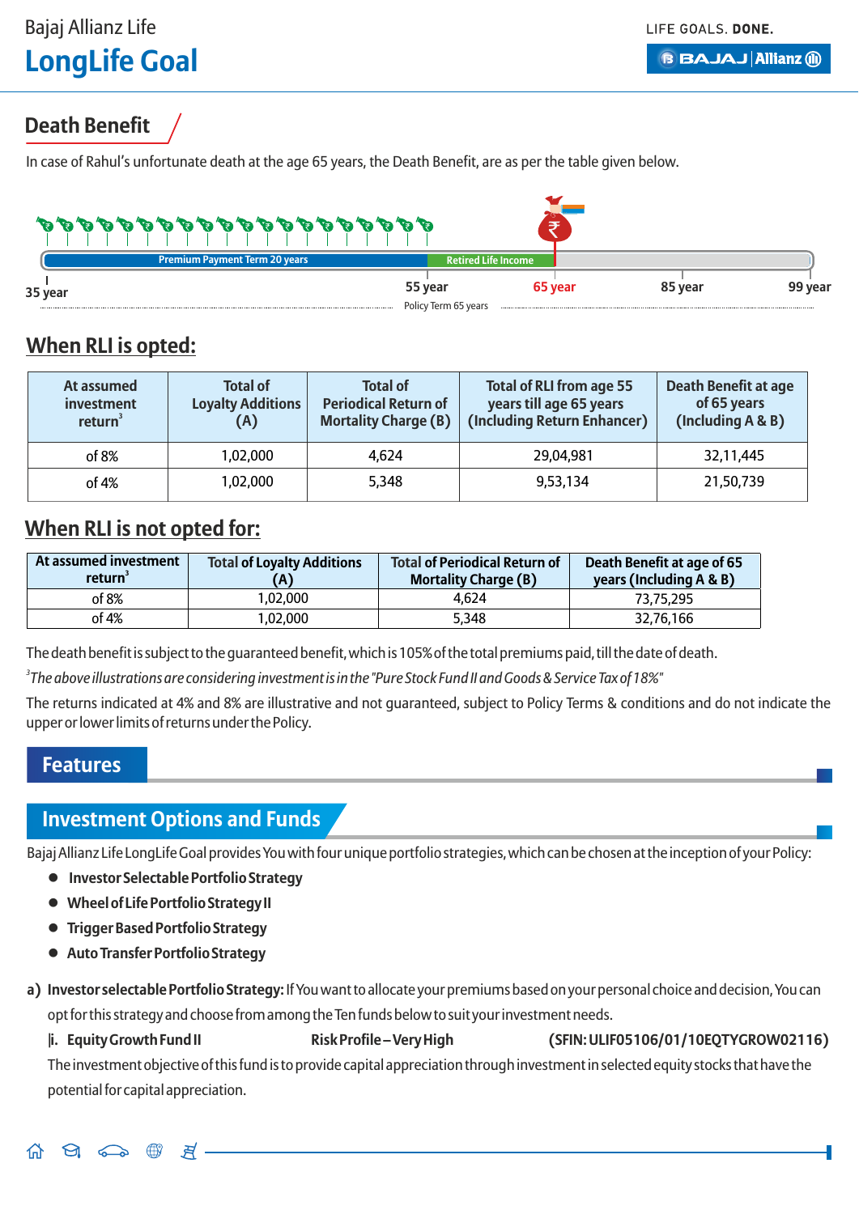## Death Benefit

In case of Rahul's unfortunate death at the age 65 years, the Death Benefit, are as per the table given below.

Premium Payment Term 20 years | Retired Life Income

35 year | 55 year | 65 year | 85 year | 99 year

Policy Term 65 years

## When RLI is opted:

| At assumed investment return[3] | Total of Loyalty Additions (A) | Total of Periodical Return of Mortality Charge (B) | Total of RLI from age 55 years till age 65 years (Including Return Enhancer) | Death Benefit at age of 65 years (Including A & B) |
|---|---|---|---|---|
| of 8% | 1,02,000 | 4,624 | 29,04,981 | 32,11,445 |
| of 4% | 1,02,000 | 5,348 | 9,53,134 | 21,50,739 |

## When RLI is not opted for:

| At assumed investment return[3] | Total of Loyalty Additions (A) | Total of Periodical Return of Mortality Charge (B) | Death Benefit at age of 65 years (Including A & B) |
|---|---|---|---|
| of 8% | 1,02,000 | 4,624 | 73,75,295 |
| of 4% | 1,02,000 | 5,348 | 32,76,166 |

The death benefit is subject to the guaranteed benefit, which is 105% of the total premiums paid, till the date of death.

[3]*The above illustrations are considering investment is in the "Pure Stock Fund II and Goods & Service Tax of 18%"*

The returns indicated at 4% and 8% are illustrative and not guaranteed, subject to Policy Terms & conditions and do not indicate the upper or lower limits of returns under the Policy.

# Features

## Investment Options and Funds

Bajaj Allianz Life LongLife Goal provides You with four unique portfolio strategies, which can be chosen at the inception of your Policy:

- **Investor Selectable Portfolio Strategy**
- **Wheel of Life Portfolio Strategy II**
- **Trigger Based Portfolio Strategy**
- **Auto Transfer Portfolio Strategy**

**a) Investor selectable Portfolio Strategy:** If You want to allocate your premiums based on your personal choice and decision, You can opt for this strategy and choose from among the Ten funds below to suit your investment needs.

**i. Equity Growth Fund II** **Risk Profile – Very High** **(SFIN: ULIF05106/01/10EQTYGROW02116)**

The investment objective of this fund is to provide capital appreciation through investment in selected equity stocks that have the potential for capital appreciation.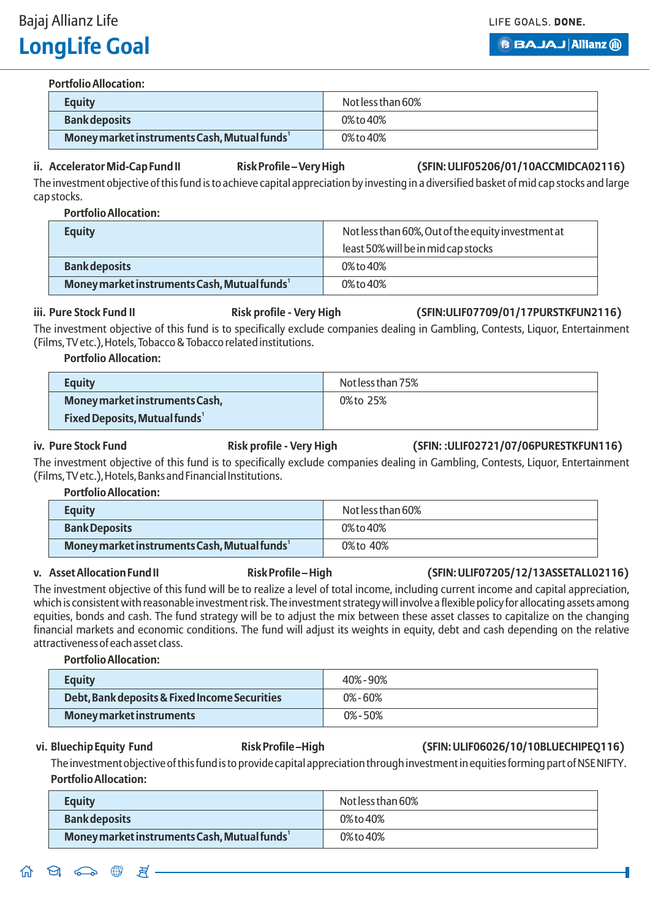Portfolio Allocation:

| Equity | Not less than 60% |
|---|---|
| Bank deposits | 0% to 40% |
| Money market instruments Cash, Mutual funds[1] | 0% to 40% |

**ii. Accelerator Mid-Cap Fund II** **Risk Profile – Very High** **(SFIN: ULIF05206/01/10ACCMIDCA02116)**

The investment objective of this fund is to achieve capital appreciation by investing in a diversified basket of mid cap stocks and large cap stocks.

**Portfolio Allocation:**

| Equity | Not less than 60%, Out of the equity investment at least 50% will be in mid cap stocks |
|---|---|
| Bank deposits | 0% to 40% |
| Money market instruments Cash, Mutual funds[1] | 0% to 40% |

**iii. Pure Stock Fund II** **Risk profile - Very High** **(SFIN:ULIF07709/01/17PURSTKFUN2116)**

The investment objective of this fund is to specifically exclude companies dealing in Gambling, Contests, Liquor, Entertainment (Films, TV etc.), Hotels, Tobacco & Tobacco related institutions.

**Portfolio Allocation:**

| Equity | Not less than 75% |
|---|---|
| Money market instruments Cash, Fixed Deposits, Mutual funds[1] | 0% to 25% |

**iv. Pure Stock Fund** **Risk profile - Very High** **(SFIN: :ULIF02721/07/06PURESTKFUN116)**

The investment objective of this fund is to specifically exclude companies dealing in Gambling, Contests, Liquor, Entertainment (Films, TV etc.), Hotels, Banks and Financial Institutions.

**Portfolio Allocation:**

| Equity | Not less than 60% |
|---|---|
| Bank Deposits | 0% to 40% |
| Money market instruments Cash, Mutual funds[1] | 0% to 40% |

**v. Asset Allocation Fund II** **Risk Profile – High** **(SFIN: ULIF07205/12/13ASSETALL02116)**

The investment objective of this fund will be to realize a level of total income, including current income and capital appreciation, which is consistent with reasonable investment risk. The investment strategy will involve a flexible policy for allocating assets among equities, bonds and cash. The fund strategy will be to adjust the mix between these asset classes to capitalize on the changing financial markets and economic conditions. The fund will adjust its weights in equity, debt and cash depending on the relative attractiveness of each asset class.

**Portfolio Allocation:**

| Equity | 40% - 90% |
|---|---|
| Debt, Bank deposits & Fixed Income Securities | 0% - 60% |
| Money market instruments | 0% - 50% |

**vi. Bluechip Equity Fund** **Risk Profile – High** **(SFIN: ULIF06026/10/10BLUECHIPEQ116)**

The investment objective of this fund is to provide capital appreciation through investment in equities forming part of NSE NIFTY.

**Portfolio Allocation:**

| Equity | Not less than 60% |
|---|---|
| Bank deposits | 0% to 40% |
| Money market instruments Cash, Mutual funds[1] | 0% to 40% |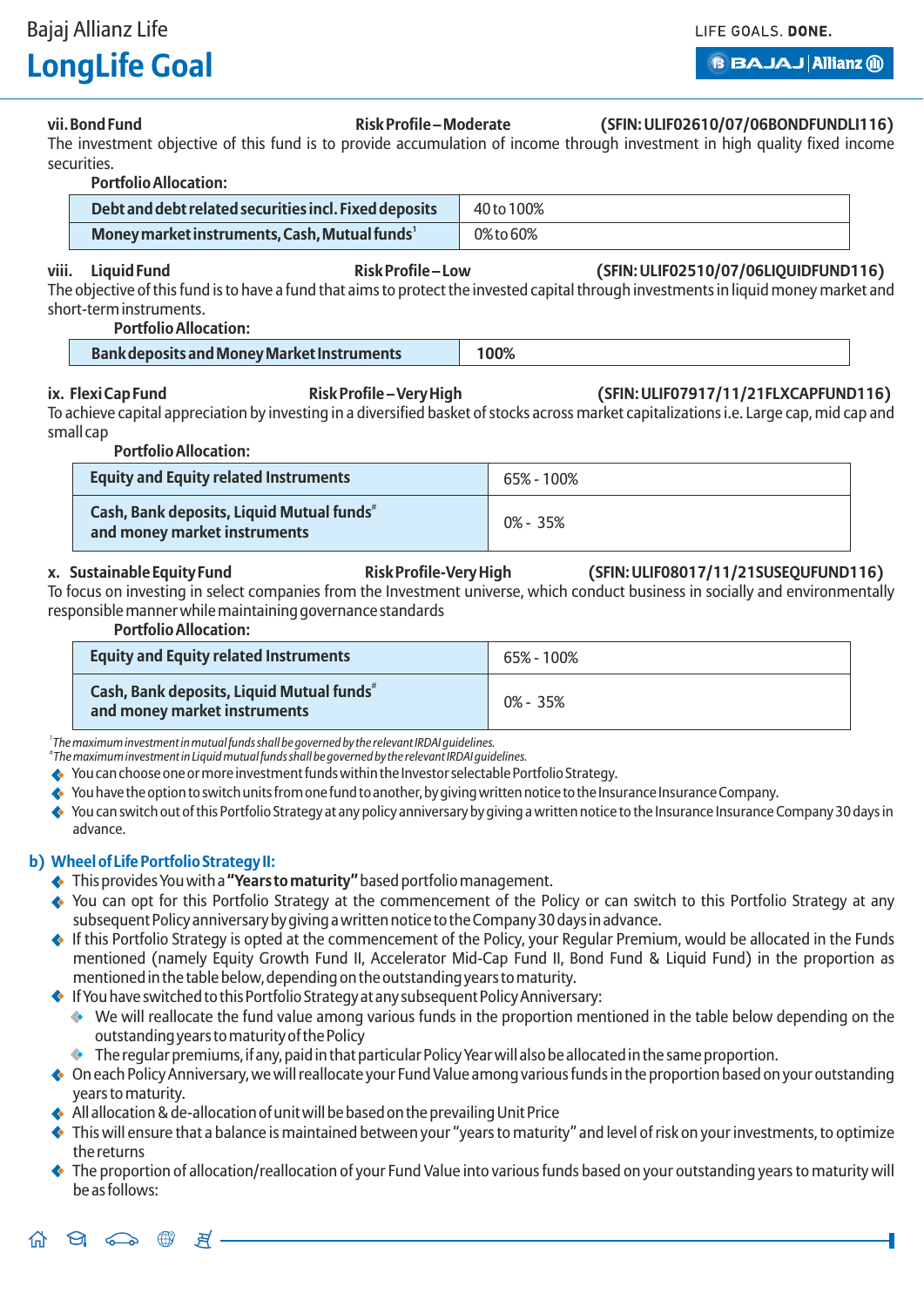**vii. Bond Fund** **Risk Profile – Moderate** **(SFIN: ULIF02610/07/06BONDFUNDLI116)**

The investment objective of this fund is to provide accumulation of income through investment in high quality fixed income securities.

**Portfolio Allocation:**

| Debt and debt related securities incl. Fixed deposits | 40 to 100% |
|---|---|
| **Money market instruments, Cash, Mutual funds[1]** | 0% to 60% |

**viii. Liquid Fund** **Risk Profile – Low** **(SFIN: ULIF02510/07/06LIQUIDFUND116)**

The objective of this fund is to have a fund that aims to protect the invested capital through investments in liquid money market and short-term instruments.

**Portfolio Allocation:**

| Bank deposits and Money Market Instruments | 100% |
|---|---|

**ix. Flexi Cap Fund** **Risk Profile – Very High** **(SFIN: ULIF07917/11/21FLXCAPFUND116)**

To achieve capital appreciation by investing in a diversified basket of stocks across market capitalizations i.e. Large cap, mid cap and small cap

**Portfolio Allocation:**

| Equity and Equity related Instruments | 65% - 100% |
|---|---|
| **Cash, Bank deposits, Liquid Mutual funds[#] and money market instruments** | 0% - 35% |

**x. Sustainable Equity Fund** **Risk Profile-Very High** **(SFIN: ULIF08017/11/21SUSEQUFUND116)**

To focus on investing in select companies from the Investment universe, which conduct business in socially and environmentally responsible manner while maintaining governance standards

**Portfolio Allocation:**

| Equity and Equity related Instruments | 65% - 100% |
|---|---|
| **Cash, Bank deposits, Liquid Mutual funds[#] and money market instruments** | 0% - 35% |

[1] *The maximum investment in mutual funds shall be governed by the relevant IRDAI guidelines.*

[#] *The maximum investment in Liquid mutual funds shall be governed by the relevant IRDAI guidelines.*

- You can choose one or more investment funds within the Investor selectable Portfolio Strategy.
- You have the option to switch units from one fund to another, by giving written notice to the Insurance Insurance Company.
- You can switch out of this Portfolio Strategy at any policy anniversary by giving a written notice to the Insurance Insurance Company 30 days in advance.

## b) Wheel of Life Portfolio Strategy II:

- This provides You with a **"Years to maturity"** based portfolio management.
- You can opt for this Portfolio Strategy at the commencement of the Policy or can switch to this Portfolio Strategy at any subsequent Policy anniversary by giving a written notice to the Company 30 days in advance.
- If this Portfolio Strategy is opted at the commencement of the Policy, your Regular Premium, would be allocated in the Funds mentioned (namely Equity Growth Fund II, Accelerator Mid-Cap Fund II, Bond Fund & Liquid Fund) in the proportion as mentioned in the table below, depending on the outstanding years to maturity.
- If You have switched to this Portfolio Strategy at any subsequent Policy Anniversary:
  - We will reallocate the fund value among various funds in the proportion mentioned in the table below depending on the outstanding years to maturity of the Policy
  - The regular premiums, if any, paid in that particular Policy Year will also be allocated in the same proportion.
- On each Policy Anniversary, we will reallocate your Fund Value among various funds in the proportion based on your outstanding years to maturity.
- All allocation & de-allocation of unit will be based on the prevailing Unit Price
- This will ensure that a balance is maintained between your "years to maturity" and level of risk on your investments, to optimize the returns
- The proportion of allocation/reallocation of your Fund Value into various funds based on your outstanding years to maturity will be as follows: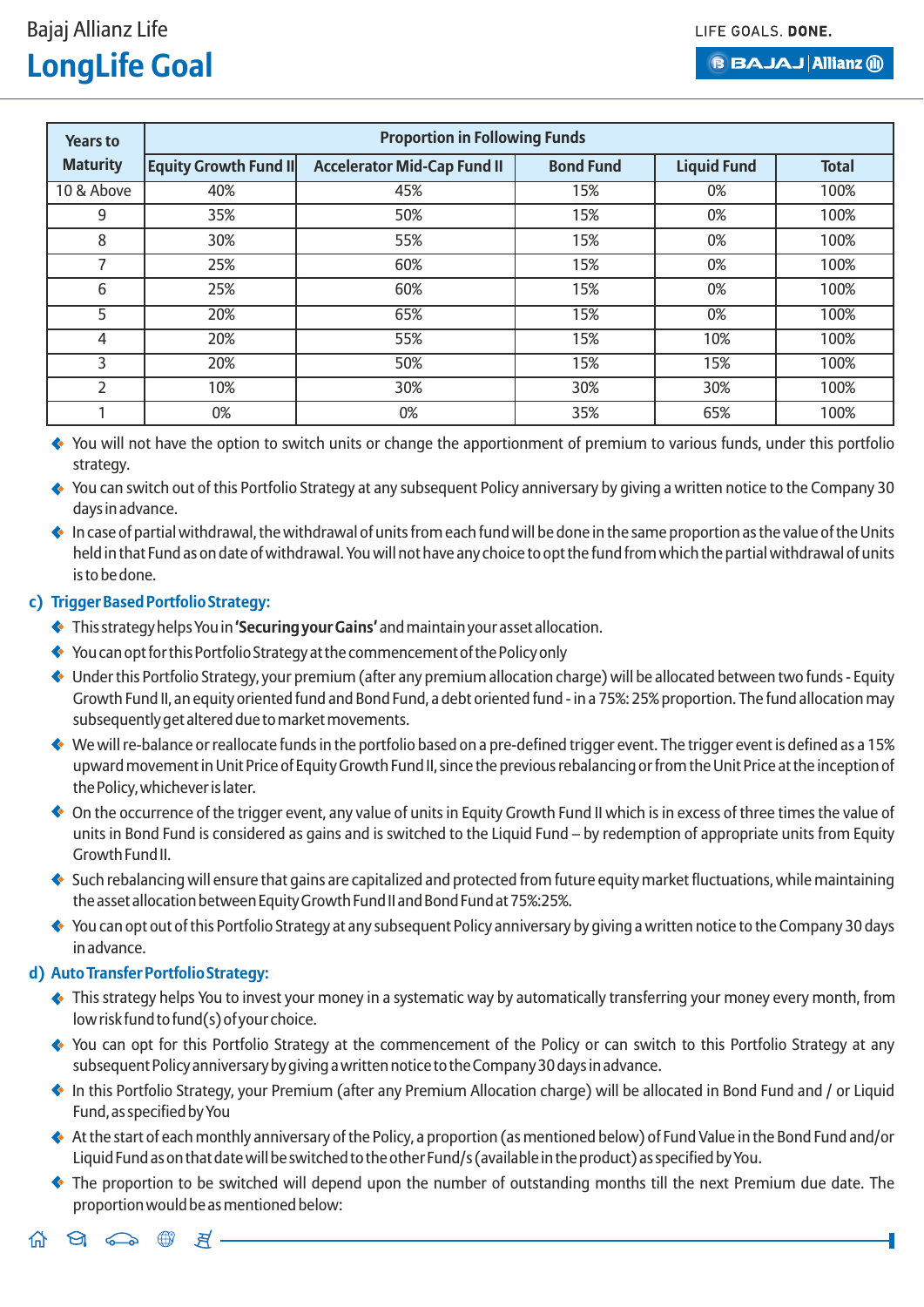| Years to Maturity | Proportion in Following Funds | | | | |
|---|---|---|---|---|---|
| | Equity Growth Fund II | Accelerator Mid-Cap Fund II | Bond Fund | Liquid Fund | Total |
| 10 & Above | 40% | 45% | 15% | 0% | 100% |
| 9 | 35% | 50% | 15% | 0% | 100% |
| 8 | 30% | 55% | 15% | 0% | 100% |
| 7 | 25% | 60% | 15% | 0% | 100% |
| 6 | 25% | 60% | 15% | 0% | 100% |
| 5 | 20% | 65% | 15% | 0% | 100% |
| 4 | 20% | 55% | 15% | 10% | 100% |
| 3 | 20% | 50% | 15% | 15% | 100% |
| 2 | 10% | 30% | 30% | 30% | 100% |
| 1 | 0% | 0% | 35% | 65% | 100% |

- You will not have the option to switch units or change the apportionment of premium to various funds, under this portfolio strategy.
- You can switch out of this Portfolio Strategy at any subsequent Policy anniversary by giving a written notice to the Company 30 days in advance.
- In case of partial withdrawal, the withdrawal of units from each fund will be done in the same proportion as the value of the Units held in that Fund as on date of withdrawal. You will not have any choice to opt the fund from which the partial withdrawal of units is to be done.

**c) Trigger Based Portfolio Strategy:**

- This strategy helps You in **'Securing your Gains'** and maintain your asset allocation.
- You can opt for this Portfolio Strategy at the commencement of the Policy only
- Under this Portfolio Strategy, your premium (after any premium allocation charge) will be allocated between two funds - Equity Growth Fund II, an equity oriented fund and Bond Fund, a debt oriented fund - in a 75%: 25% proportion. The fund allocation may subsequently get altered due to market movements.
- We will re-balance or reallocate funds in the portfolio based on a pre-defined trigger event. The trigger event is defined as a 15% upward movement in Unit Price of Equity Growth Fund II, since the previous rebalancing or from the Unit Price at the inception of the Policy, whichever is later.
- On the occurrence of the trigger event, any value of units in Equity Growth Fund II which is in excess of three times the value of units in Bond Fund is considered as gains and is switched to the Liquid Fund – by redemption of appropriate units from Equity Growth Fund II.
- Such rebalancing will ensure that gains are capitalized and protected from future equity market fluctuations, while maintaining the asset allocation between Equity Growth Fund II and Bond Fund at 75%:25%.
- You can opt out of this Portfolio Strategy at any subsequent Policy anniversary by giving a written notice to the Company 30 days in advance.

**d) Auto Transfer Portfolio Strategy:**

- This strategy helps You to invest your money in a systematic way by automatically transferring your money every month, from low risk fund to fund(s) of your choice.
- You can opt for this Portfolio Strategy at the commencement of the Policy or can switch to this Portfolio Strategy at any subsequent Policy anniversary by giving a written notice to the Company 30 days in advance.
- In this Portfolio Strategy, your Premium (after any Premium Allocation charge) will be allocated in Bond Fund and / or Liquid Fund, as specified by You
- At the start of each monthly anniversary of the Policy, a proportion (as mentioned below) of Fund Value in the Bond Fund and/or Liquid Fund as on that date will be switched to the other Fund/s (available in the product) as specified by You.
- The proportion to be switched will depend upon the number of outstanding months till the next Premium due date. The proportion would be as mentioned below: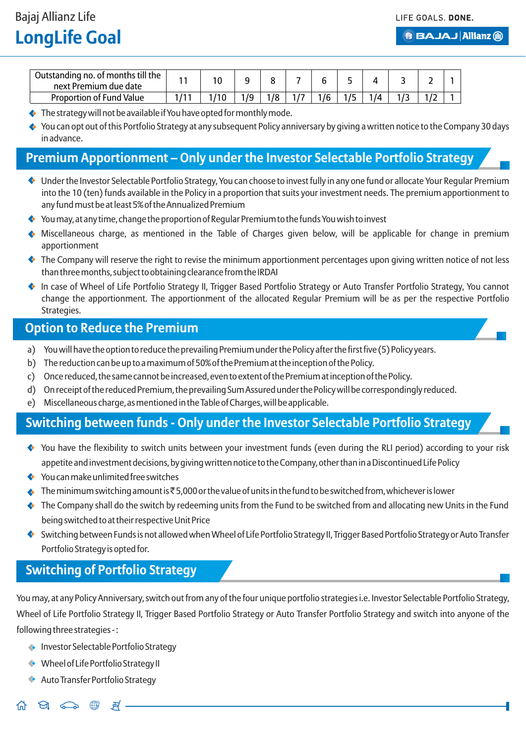| Outstanding no. of months till the next Premium due date | 11 | 10 | 9 | 8 | 7 | 6 | 5 | 4 | 3 | 2 | 1 |
|---|---|---|---|---|---|---|---|---|---|---|---|
| Proportion of Fund Value | 1/11 | 1/10 | 1/9 | 1/8 | 1/7 | 1/6 | 1/5 | 1/4 | 1/3 | 1/2 | 1 |

- The strategy will not be available if You have opted for monthly mode.
- You can opt out of this Portfolio Strategy at any subsequent Policy anniversary by giving a written notice to the Company 30 days in advance.

## Premium Apportionment – Only under the Investor Selectable Portfolio Strategy

- Under the Investor Selectable Portfolio Strategy, You can choose to invest fully in any one fund or allocate Your Regular Premium into the 10 (ten) funds available in the Policy in a proportion that suits your investment needs. The premium apportionment to any fund must be at least 5% of the Annualized Premium
- You may, at any time, change the proportion of Regular Premium to the funds You wish to invest
- Miscellaneous charge, as mentioned in the Table of Charges given below, will be applicable for change in premium apportionment
- The Company will reserve the right to revise the minimum apportionment percentages upon giving written notice of not less than three months, subject to obtaining clearance from the IRDAI
- In case of Wheel of Life Portfolio Strategy II, Trigger Based Portfolio Strategy or Auto Transfer Portfolio Strategy, You cannot change the apportionment. The apportionment of the allocated Regular Premium will be as per the respective Portfolio Strategies.

## Option to Reduce the Premium

a) You will have the option to reduce the prevailing Premium under the Policy after the first five (5) Policy years.
b) The reduction can be up to a maximum of 50% of the Premium at the inception of the Policy.
c) Once reduced, the same cannot be increased, even to extent of the Premium at inception of the Policy.
d) On receipt of the reduced Premium, the prevailing Sum Assured under the Policy will be correspondingly reduced.
e) Miscellaneous charge, as mentioned in the Table of Charges, will be applicable.

## Switching between funds - Only under the Investor Selectable Portfolio Strategy

- You have the flexibility to switch units between your investment funds (even during the RLI period) according to your risk appetite and investment decisions, by giving written notice to the Company, other than in a Discontinued Life Policy
- You can make unlimited free switches
- The minimum switching amount is ₹5,000 or the value of units in the fund to be switched from, whichever is lower
- The Company shall do the switch by redeeming units from the Fund to be switched from and allocating new Units in the Fund being switched to at their respective Unit Price
- Switching between Funds is not allowed when Wheel of Life Portfolio Strategy II, Trigger Based Portfolio Strategy or Auto Transfer Portfolio Strategy is opted for.

## Switching of Portfolio Strategy

You may, at any Policy Anniversary, switch out from any of the four unique portfolio strategies i.e. Investor Selectable Portfolio Strategy, Wheel of Life Portfolio Strategy II, Trigger Based Portfolio Strategy or Auto Transfer Portfolio Strategy and switch into anyone of the following three strategies -:

- Investor Selectable Portfolio Strategy
- Wheel of Life Portfolio Strategy II
- Auto Transfer Portfolio Strategy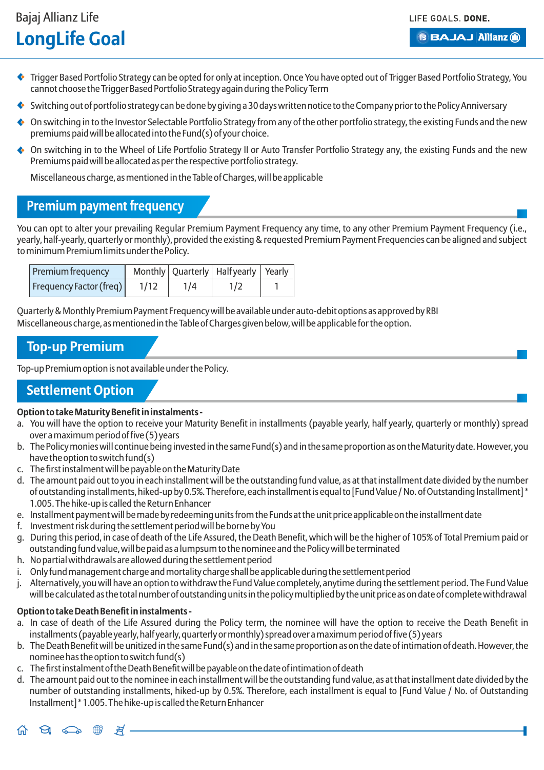- Trigger Based Portfolio Strategy can be opted for only at inception. Once You have opted out of Trigger Based Portfolio Strategy, You cannot choose the Trigger Based Portfolio Strategy again during the Policy Term
- Switching out of portfolio strategy can be done by giving a 30 days written notice to the Company prior to the Policy Anniversary
- On switching in to the Investor Selectable Portfolio Strategy from any of the other portfolio strategy, the existing Funds and the new premiums paid will be allocated into the Fund(s) of your choice.
- On switching in to the Wheel of Life Portfolio Strategy II or Auto Transfer Portfolio Strategy any, the existing Funds and the new Premiums paid will be allocated as per the respective portfolio strategy.

  Miscellaneous charge, as mentioned in the Table of Charges, will be applicable

## Premium payment frequency

You can opt to alter your prevailing Regular Premium Payment Frequency any time, to any other Premium Payment Frequency (i.e., yearly, half-yearly, quarterly or monthly), provided the existing & requested Premium Payment Frequencies can be aligned and subject to minimum Premium limits under the Policy.

| Premium frequency | Monthly | Quarterly | Half yearly | Yearly |
|---|---|---|---|---|
| Frequency Factor (freq) | 1/12 | 1/4 | 1/2 | 1 |

Quarterly & Monthly Premium Payment Frequency will be available under auto-debit options as approved by RBI
Miscellaneous charge, as mentioned in the Table of Charges given below, will be applicable for the option.

## Top-up Premium

Top-up Premium option is not available under the Policy.

## Settlement Option

**Option to take Maturity Benefit in instalments -**

a. You will have the option to receive your Maturity Benefit in installments (payable yearly, half yearly, quarterly or monthly) spread over a maximum period of five (5) years
b. The Policy monies will continue being invested in the same Fund(s) and in the same proportion as on the Maturity date. However, you have the option to switch fund(s)
c. The first instalment will be payable on the Maturity Date
d. The amount paid out to you in each installment will be the outstanding fund value, as at that installment date divided by the number of outstanding installments, hiked-up by 0.5%. Therefore, each installment is equal to [Fund Value / No. of Outstanding Installment] * 1.005. The hike-up is called the Return Enhancer
e. Installment payment will be made by redeeming units from the Funds at the unit price applicable on the installment date
f. Investment risk during the settlement period will be borne by You
g. During this period, in case of death of the Life Assured, the Death Benefit, which will be the higher of 105% of Total Premium paid or outstanding fund value, will be paid as a lumpsum to the nominee and the Policy will be terminated
h. No partial withdrawals are allowed during the settlement period
i. Only fund management charge and mortality charge shall be applicable during the settlement period
j. Alternatively, you will have an option to withdraw the Fund Value completely, anytime during the settlement period. The Fund Value will be calculated as the total number of outstanding units in the policy multiplied by the unit price as on date of complete withdrawal

**Option to take Death Benefit in instalments -**

a. In case of death of the Life Assured during the Policy term, the nominee will have the option to receive the Death Benefit in installments (payable yearly, half yearly, quarterly or monthly) spread over a maximum period of five (5) years
b. The Death Benefit will be unitized in the same Fund(s) and in the same proportion as on the date of intimation of death. However, the nominee has the option to switch fund(s)
c. The first instalment of the Death Benefit will be payable on the date of intimation of death
d. The amount paid out to the nominee in each installment will be the outstanding fund value, as at that installment date divided by the number of outstanding installments, hiked-up by 0.5%. Therefore, each installment is equal to [Fund Value / No. of Outstanding Installment] * 1.005. The hike-up is called the Return Enhancer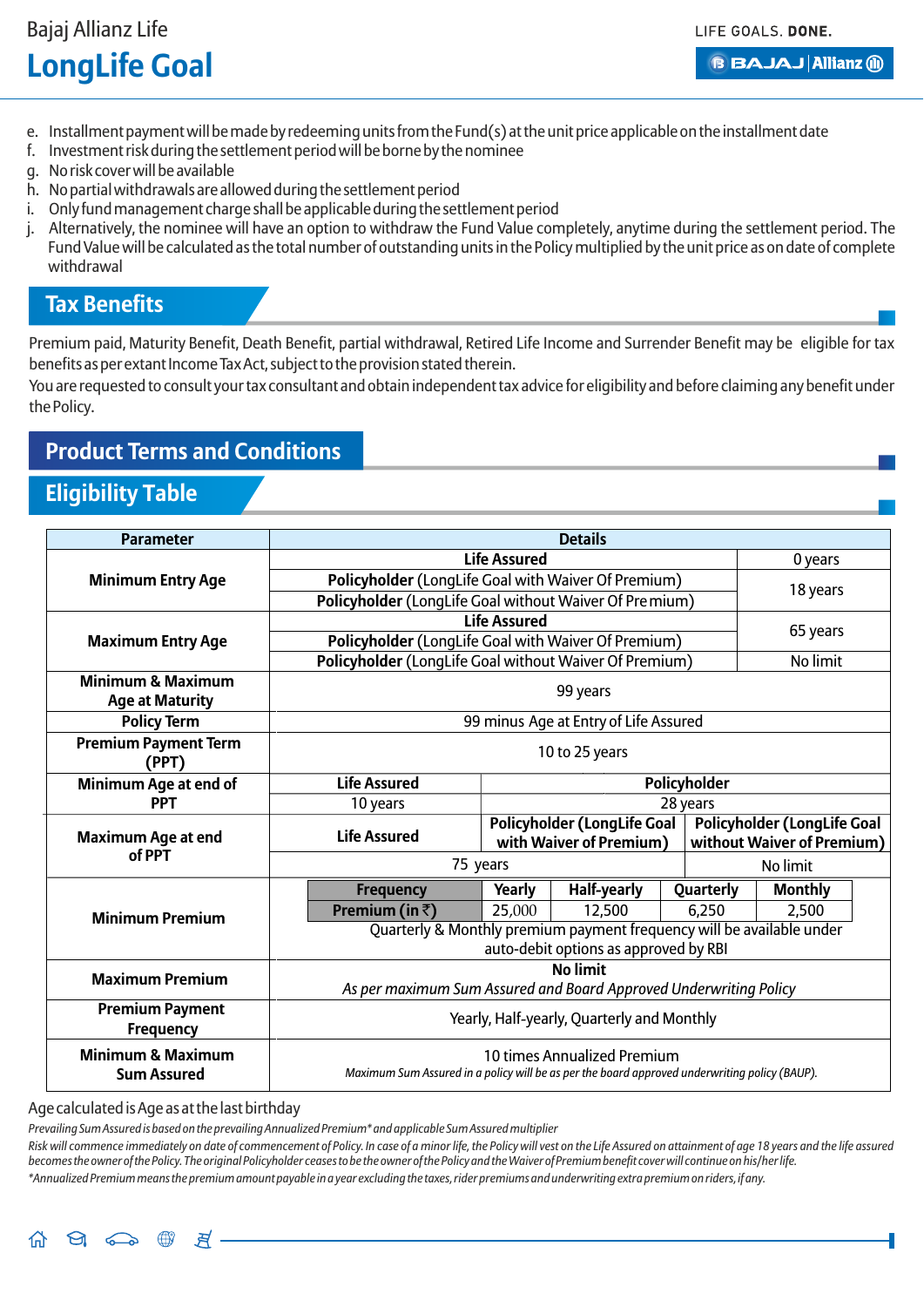e. Installment payment will be made by redeeming units from the Fund(s) at the unit price applicable on the installment date
f. Investment risk during the settlement period will be borne by the nominee
g. No risk cover will be available
h. No partial withdrawals are allowed during the settlement period
i. Only fund management charge shall be applicable during the settlement period
j. Alternatively, the nominee will have an option to withdraw the Fund Value completely, anytime during the settlement period. The Fund Value will be calculated as the total number of outstanding units in the Policy multiplied by the unit price as on date of complete withdrawal

## Tax Benefits

Premium paid, Maturity Benefit, Death Benefit, partial withdrawal, Retired Life Income and Surrender Benefit may be eligible for tax benefits as per extant Income Tax Act, subject to the provision stated therein.

You are requested to consult your tax consultant and obtain independent tax advice for eligibility and before claiming any benefit under the Policy.

## Product Terms and Conditions

## Eligibility Table

| Parameter | Details | | |
|---|---|---|---|
| Minimum Entry Age | **Life Assured** | | 0 years |
| | **Policyholder** (LongLife Goal with Waiver Of Premium) | | 18 years |
| | **Policyholder** (LongLife Goal without Waiver Of Premium) | | 18 years |
| Maximum Entry Age | **Life Assured** | | 65 years |
| | **Policyholder** (LongLife Goal with Waiver Of Premium) | | 65 years |
| | **Policyholder** (LongLife Goal without Waiver Of Premium) | | No limit |
| Minimum & Maximum Age at Maturity | 99 years | | |
| Policy Term | 99 minus Age at Entry of Life Assured | | |
| Premium Payment Term (PPT) | 10 to 25 years | | |
| Minimum Age at end of PPT | **Life Assured** | **Policyholder** | |
| | 10 years | 28 years | |
| Maximum Age at end of PPT | **Life Assured** | **Policyholder (LongLife Goal with Waiver of Premium)** | **Policyholder (LongLife Goal without Waiver of Premium)** |
| | 75 years | 75 years | No limit |
| Minimum Premium | Frequency: Yearly / Half-yearly / Quarterly / Monthly<br>Premium (in ₹): 25,000 / 12,500 / 6,250 / 2,500<br>Quarterly & Monthly premium payment frequency will be available under auto-debit options as approved by RBI | | |
| Maximum Premium | **No limit**<br>*As per maximum Sum Assured and Board Approved Underwriting Policy* | | |
| Premium Payment Frequency | Yearly, Half-yearly, Quarterly and Monthly | | |
| Minimum & Maximum Sum Assured | 10 times Annualized Premium<br>*Maximum Sum Assured in a policy will be as per the board approved underwriting policy (BAUP).* | | |

Age calculated is Age as at the last birthday

*Prevailing Sum Assured is based on the prevailing Annualized Premium* and applicable Sum Assured multiplier*

*Risk will commence immediately on date of commencement of Policy. In case of a minor life, the Policy will vest on the Life Assured on attainment of age 18 years and the life assured becomes the owner of the Policy. The original Policyholder ceases to be the owner of the Policy and the Waiver of Premium benefit cover will continue on his/her life.*

*\*Annualized Premium means the premium amount payable in a year excluding the taxes, rider premiums and underwriting extra premium on riders, if any.*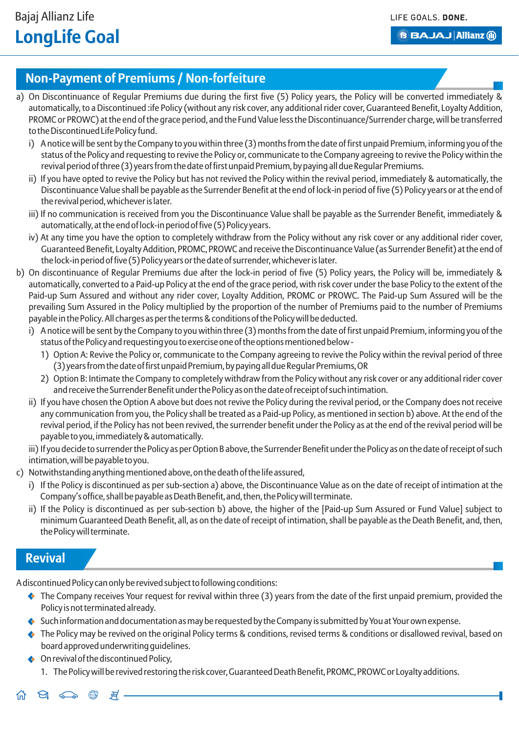## Non-Payment of Premiums / Non-forfeiture

a) On Discontinuance of Regular Premiums due during the first five (5) Policy years, the Policy will be converted immediately & automatically, to a Discontinued :ife Policy (without any risk cover, any additional rider cover, Guaranteed Benefit, Loyalty Addition, PROMC or PROWC) at the end of the grace period, and the Fund Value less the Discontinuance/Surrender charge, will be transferred to the Discontinued Life Policy fund.

   i) A notice will be sent by the Company to you within three (3) months from the date of first unpaid Premium, informing you of the status of the Policy and requesting to revive the Policy or, communicate to the Company agreeing to revive the Policy within the revival period of three (3) years from the date of first unpaid Premium, by paying all due Regular Premiums.

   ii) If you have opted to revive the Policy but has not revived the Policy within the revival period, immediately & automatically, the Discontinuance Value shall be payable as the Surrender Benefit at the end of lock-in period of five (5) Policy years or at the end of the revival period, whichever is later.

   iii) If no communication is received from you the Discontinuance Value shall be payable as the Surrender Benefit, immediately & automatically, at the end of lock-in period of five (5) Policy years.

   iv) At any time you have the option to completely withdraw from the Policy without any risk cover or any additional rider cover, Guaranteed Benefit, Loyalty Addition, PROMC, PROWC and receive the Discontinuance Value (as Surrender Benefit) at the end of the lock-in period of five (5) Policy years or the date of surrender, whichever is later.

b) On discontinuance of Regular Premiums due after the lock-in period of five (5) Policy years, the Policy will be, immediately & automatically, converted to a Paid-up Policy at the end of the grace period, with risk cover under the base Policy to the extent of the Paid-up Sum Assured and without any rider cover, Loyalty Addition, PROMC or PROWC. The Paid-up Sum Assured will be the prevailing Sum Assured in the Policy multiplied by the proportion of the number of Premiums paid to the number of Premiums payable in the Policy. All charges as per the terms & conditions of the Policy will be deducted.

   i) A notice will be sent by the Company to you within three (3) months from the date of first unpaid Premium, informing you of the status of the Policy and requesting you to exercise one of the options mentioned below -

      1) Option A: Revive the Policy or, communicate to the Company agreeing to revive the Policy within the revival period of three (3) years from the date of first unpaid Premium, by paying all due Regular Premiums, OR

      2) Option B: Intimate the Company to completely withdraw from the Policy without any risk cover or any additional rider cover and receive the Surrender Benefit under the Policy as on the date of receipt of such intimation.

   ii) If you have chosen the Option A above but does not revive the Policy during the revival period, or the Company does not receive any communication from you, the Policy shall be treated as a Paid-up Policy, as mentioned in section b) above. At the end of the revival period, if the Policy has not been revived, the surrender benefit under the Policy as at the end of the revival period will be payable to you, immediately & automatically.

   iii) If you decide to surrender the Policy as per Option B above, the Surrender Benefit under the Policy as on the date of receipt of such intimation, will be payable to you.

c) Notwithstanding anything mentioned above, on the death of the life assured,

   i) If the Policy is discontinued as per sub-section a) above, the Discontinuance Value as on the date of receipt of intimation at the Company's office, shall be payable as Death Benefit, and, then, the Policy will terminate.

   ii) If the Policy is discontinued as per sub-section b) above, the higher of the [Paid-up Sum Assured or Fund Value] subject to minimum Guaranteed Death Benefit, all, as on the date of receipt of intimation, shall be payable as the Death Benefit, and, then, the Policy will terminate.

## Revival

A discontinued Policy can only be revived subject to following conditions:

- The Company receives Your request for revival within three (3) years from the date of the first unpaid premium, provided the Policy is not terminated already.
- Such information and documentation as may be requested by the Company is submitted by You at Your own expense.
- The Policy may be revived on the original Policy terms & conditions, revised terms & conditions or disallowed revival, based on board approved underwriting guidelines.
- On revival of the discontinued Policy,
  1. The Policy will be revived restoring the risk cover, Guaranteed Death Benefit, PROMC, PROWC or Loyalty additions.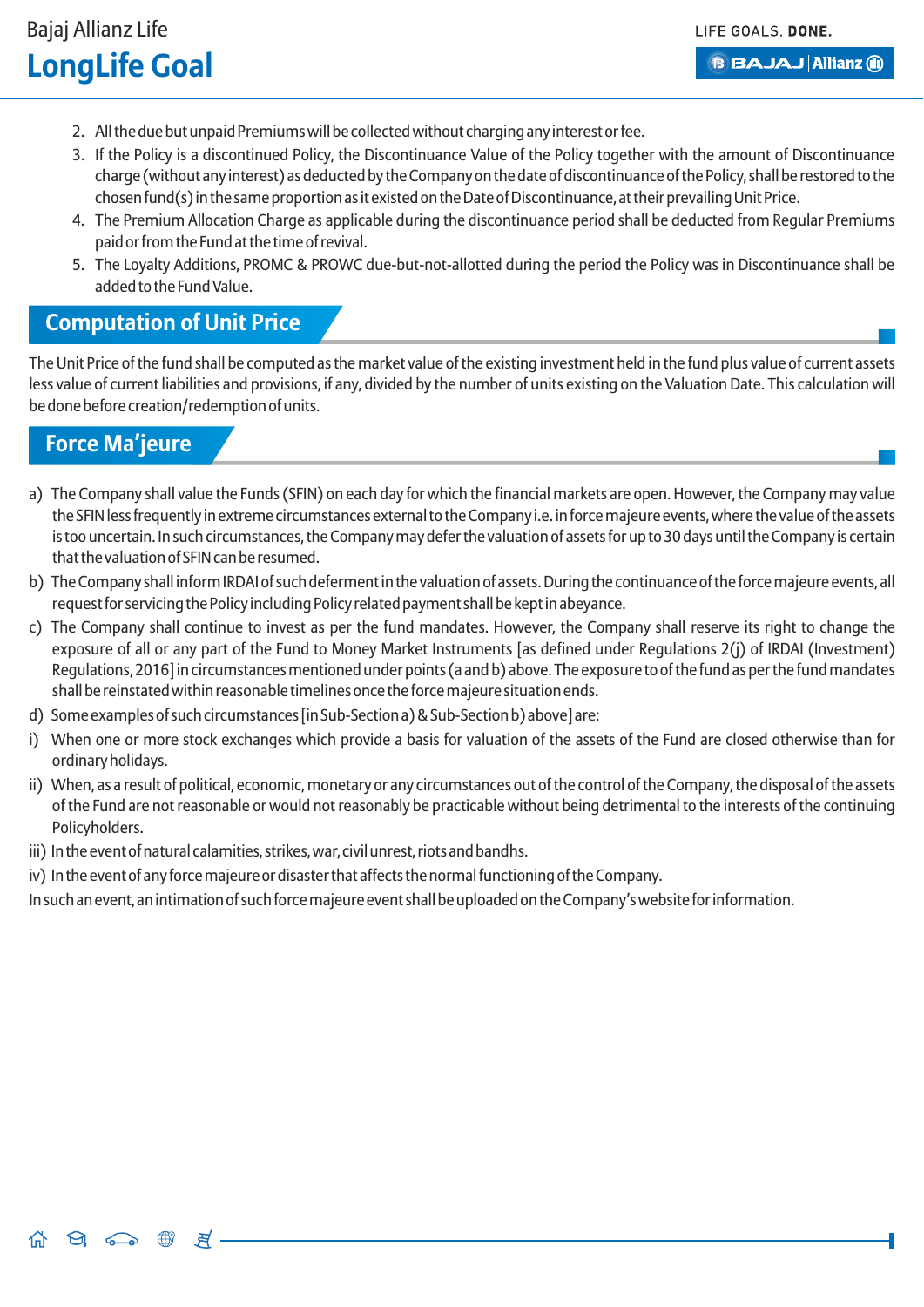2. All the due but unpaid Premiums will be collected without charging any interest or fee.
3. If the Policy is a discontinued Policy, the Discontinuance Value of the Policy together with the amount of Discontinuance charge (without any interest) as deducted by the Company on the date of discontinuance of the Policy, shall be restored to the chosen fund(s) in the same proportion as it existed on the Date of Discontinuance, at their prevailing Unit Price.
4. The Premium Allocation Charge as applicable during the discontinuance period shall be deducted from Regular Premiums paid or from the Fund at the time of revival.
5. The Loyalty Additions, PROMC & PROWC due-but-not-allotted during the period the Policy was in Discontinuance shall be added to the Fund Value.

## Computation of Unit Price

The Unit Price of the fund shall be computed as the market value of the existing investment held in the fund plus value of current assets less value of current liabilities and provisions, if any, divided by the number of units existing on the Valuation Date. This calculation will be done before creation/redemption of units.

## Force Ma'jeure

a) The Company shall value the Funds (SFIN) on each day for which the financial markets are open. However, the Company may value the SFIN less frequently in extreme circumstances external to the Company i.e. in force majeure events, where the value of the assets is too uncertain. In such circumstances, the Company may defer the valuation of assets for up to 30 days until the Company is certain that the valuation of SFIN can be resumed.

b) The Company shall inform IRDAI of such deferment in the valuation of assets. During the continuance of the force majeure events, all request for servicing the Policy including Policy related payment shall be kept in abeyance.

c) The Company shall continue to invest as per the fund mandates. However, the Company shall reserve its right to change the exposure of all or any part of the Fund to Money Market Instruments [as defined under Regulations 2(j) of IRDAI (Investment) Regulations, 2016] in circumstances mentioned under points (a and b) above. The exposure to of the fund as per the fund mandates shall be reinstated within reasonable timelines once the force majeure situation ends.

d) Some examples of such circumstances [in Sub-Section a) & Sub-Section b) above] are:

i) When one or more stock exchanges which provide a basis for valuation of the assets of the Fund are closed otherwise than for ordinary holidays.

ii) When, as a result of political, economic, monetary or any circumstances out of the control of the Company, the disposal of the assets of the Fund are not reasonable or would not reasonably be practicable without being detrimental to the interests of the continuing Policyholders.

iii) In the event of natural calamities, strikes, war, civil unrest, riots and bandhs.

iv) In the event of any force majeure or disaster that affects the normal functioning of the Company.

In such an event, an intimation of such force majeure event shall be uploaded on the Company's website for information.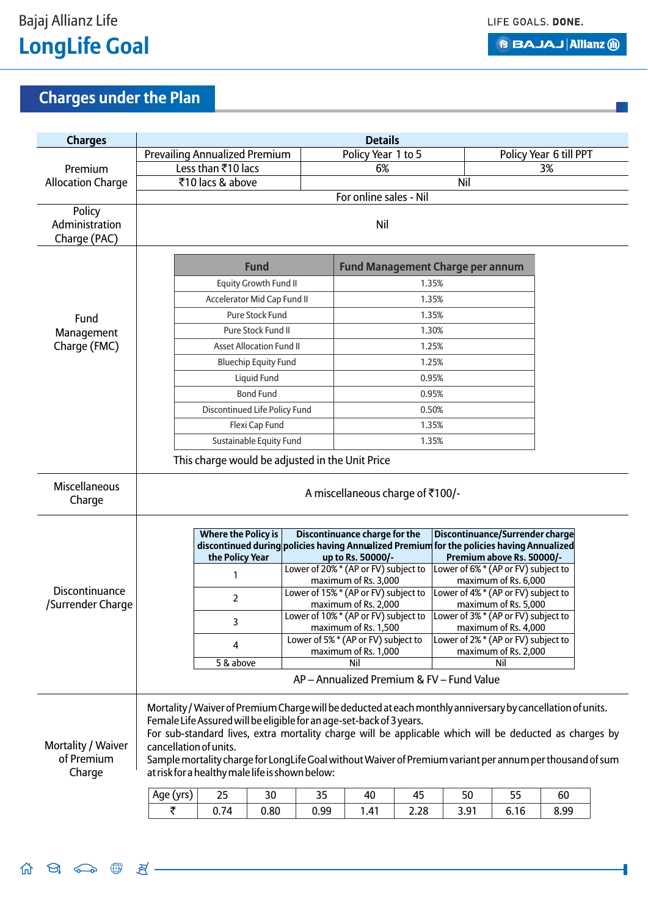## Charges under the Plan

| Charges | Details | | |
|---|---|---|---|
| Premium Allocation Charge | Prevailing Annualized Premium | Policy Year 1 to 5 | Policy Year 6 till PPT |
| | Less than ₹10 lacs | 6% | 3% |
| | ₹10 lacs & above | Nil | |
| | For online sales - Nil | | |
| Policy Administration Charge (PAC) | Nil | | |

**Fund Management Charge (FMC)**

| Fund | Fund Management Charge per annum |
|---|---|
| Equity Growth Fund II | 1.35% |
| Accelerator Mid Cap Fund II | 1.35% |
| Pure Stock Fund | 1.35% |
| Pure Stock Fund II | 1.30% |
| Asset Allocation Fund II | 1.25% |
| Bluechip Equity Fund | 1.25% |
| Liquid Fund | 0.95% |
| Bond Fund | 0.95% |
| Discontinued Life Policy Fund | 0.50% |
| Flexi Cap Fund | 1.35% |
| Sustainable Equity Fund | 1.35% |

This charge would be adjusted in the Unit Price

**Miscellaneous Charge**

A miscellaneous charge of ₹100/-

**Discontinuance /Surrender Charge**

| Where the Policy is discontinued during the Policy Year | Discontinuance charge for the policies having Annualized Premium up to Rs. 50000/- | Discontinuance/Surrender charge for the policies having Annualized Premium above Rs. 50000/- |
|---|---|---|
| 1 | Lower of 20% * (AP or FV) subject to maximum of Rs. 3,000 | Lower of 6% * (AP or FV) subject to maximum of Rs. 6,000 |
| 2 | Lower of 15% * (AP or FV) subject to maximum of Rs. 2,000 | Lower of 4% * (AP or FV) subject to maximum of Rs. 5,000 |
| 3 | Lower of 10% * (AP or FV) subject to maximum of Rs. 1,500 | Lower of 3% * (AP or FV) subject to maximum of Rs. 4,000 |
| 4 | Lower of 5% * (AP or FV) subject to maximum of Rs. 1,000 | Lower of 2% * (AP or FV) subject to maximum of Rs. 2,000 |
| 5 & above | Nil | Nil |

AP – Annualized Premium & FV – Fund Value

**Mortality / Waiver of Premium Charge**

Mortality / Waiver of Premium Charge will be deducted at each monthly anniversary by cancellation of units.
Female Life Assured will be eligible for an age-set-back of 3 years.
For sub-standard lives, extra mortality charge will be applicable which will be deducted as charges by cancellation of units.
Sample mortality charge for LongLife Goal without Waiver of Premium variant per annum per thousand of sum at risk for a healthy male life is shown below:

| Age (yrs) | 25 | 30 | 35 | 40 | 45 | 50 | 55 | 60 |
|---|---|---|---|---|---|---|---|---|
| ₹ | 0.74 | 0.80 | 0.99 | 1.41 | 2.28 | 3.91 | 6.16 | 8.99 |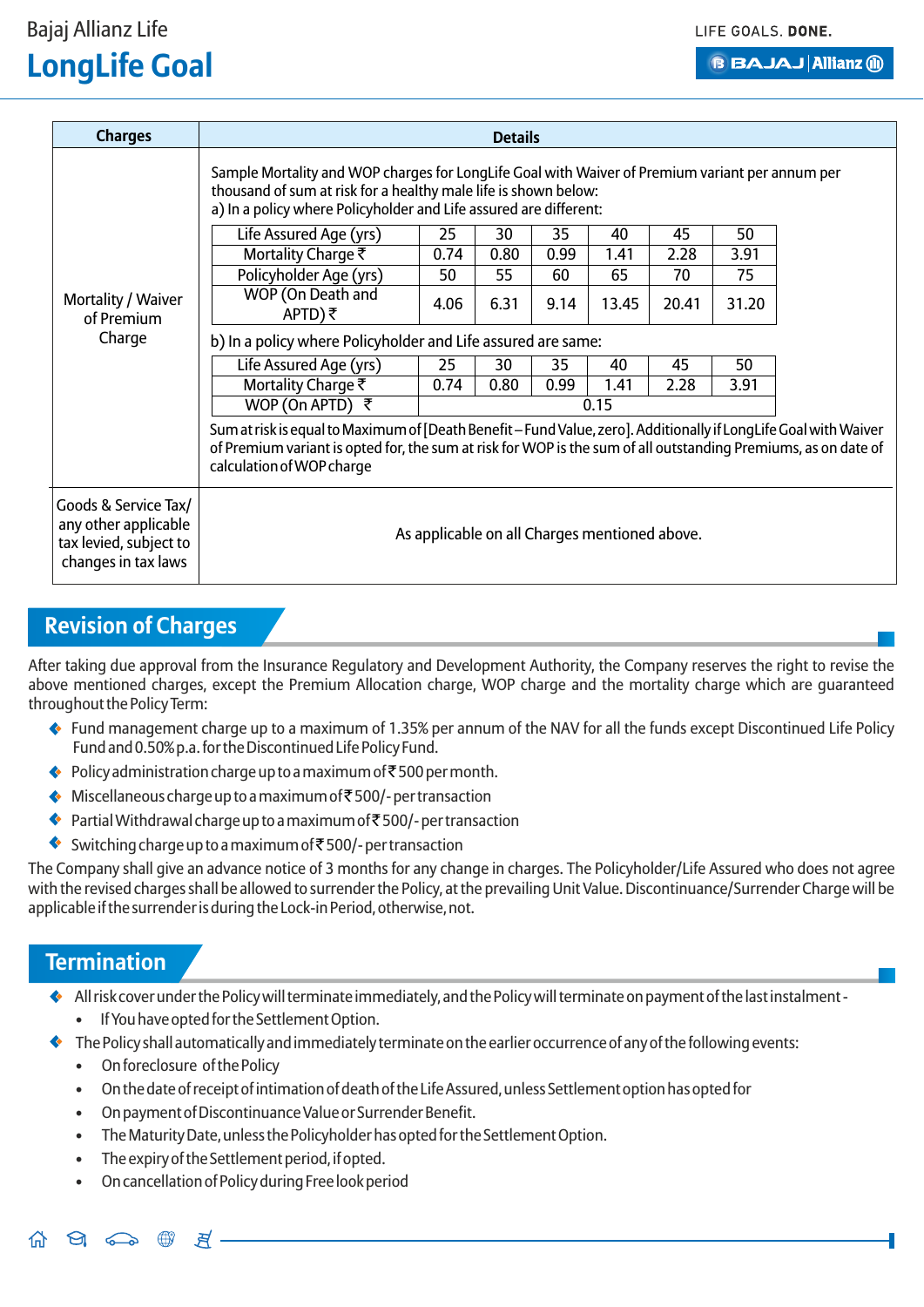| Charges | Details |
|---|---|
| Mortality / Waiver of Premium Charge | Sample Mortality and WOP charges for LongLife Goal with Waiver of Premium variant per annum per thousand of sum at risk for a healthy male life is shown below:<br>a) In a policy where Policyholder and Life assured are different:<br><table><tr><td>Life Assured Age (yrs)</td><td>25</td><td>30</td><td>35</td><td>40</td><td>45</td><td>50</td></tr><tr><td>Mortality Charge ₹</td><td>0.74</td><td>0.80</td><td>0.99</td><td>1.41</td><td>2.28</td><td>3.91</td></tr><tr><td>Policyholder Age (yrs)</td><td>50</td><td>55</td><td>60</td><td>65</td><td>70</td><td>75</td></tr><tr><td>WOP (On Death and APTD) ₹</td><td>4.06</td><td>6.31</td><td>9.14</td><td>13.45</td><td>20.41</td><td>31.20</td></tr></table>b) In a policy where Policyholder and Life assured are same:<br><table><tr><td>Life Assured Age (yrs)</td><td>25</td><td>30</td><td>35</td><td>40</td><td>45</td><td>50</td></tr><tr><td>Mortality Charge ₹</td><td>0.74</td><td>0.80</td><td>0.99</td><td>1.41</td><td>2.28</td><td>3.91</td></tr><tr><td>WOP (On APTD) ₹</td><td colspan="6">0.15</td></tr></table>Sum at risk is equal to Maximum of [Death Benefit – Fund Value, zero]. Additionally if LongLife Goal with Waiver of Premium variant is opted for, the sum at risk for WOP is the sum of all outstanding Premiums, as on date of calculation of WOP charge |
| Goods & Service Tax/ any other applicable tax levied, subject to changes in tax laws | As applicable on all Charges mentioned above. |

## Revision of Charges

After taking due approval from the Insurance Regulatory and Development Authority, the Company reserves the right to revise the above mentioned charges, except the Premium Allocation charge, WOP charge and the mortality charge which are guaranteed throughout the Policy Term:

- Fund management charge up to a maximum of 1.35% per annum of the NAV for all the funds except Discontinued Life Policy Fund and 0.50% p.a. for the Discontinued Life Policy Fund.
- Policy administration charge up to a maximum of ₹500 per month.
- Miscellaneous charge up to a maximum of ₹500/- per transaction
- Partial Withdrawal charge up to a maximum of ₹500/- per transaction
- Switching charge up to a maximum of ₹500/- per transaction

The Company shall give an advance notice of 3 months for any change in charges. The Policyholder/Life Assured who does not agree with the revised charges shall be allowed to surrender the Policy, at the prevailing Unit Value. Discontinuance/Surrender Charge will be applicable if the surrender is during the Lock-in Period, otherwise, not.

## Termination

- All risk cover under the Policy will terminate immediately, and the Policy will terminate on payment of the last instalment -
  - If You have opted for the Settlement Option.
- The Policy shall automatically and immediately terminate on the earlier occurrence of any of the following events:
  - On foreclosure of the Policy
  - On the date of receipt of intimation of death of the Life Assured, unless Settlement option has opted for
  - On payment of Discontinuance Value or Surrender Benefit.
  - The Maturity Date, unless the Policyholder has opted for the Settlement Option.
  - The expiry of the Settlement period, if opted.
  - On cancellation of Policy during Free look period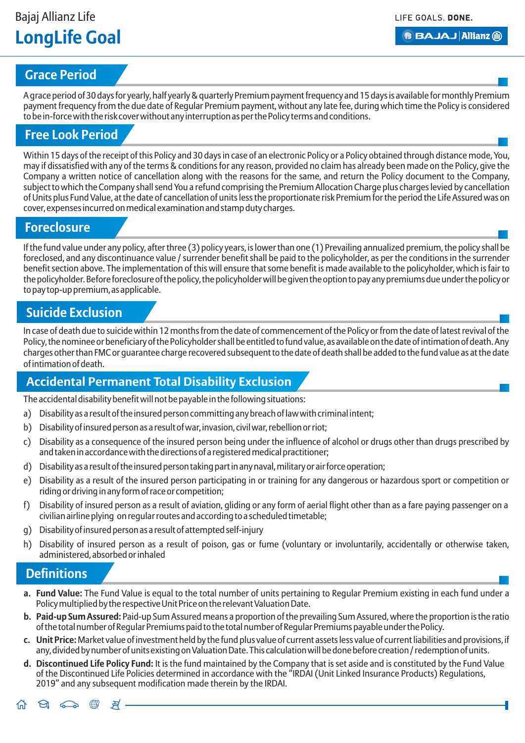## Grace Period

A grace period of 30 days for yearly, half yearly & quarterly Premium payment frequency and 15 days is available for monthly Premium payment frequency from the due date of Regular Premium payment, without any late fee, during which time the Policy is considered to be in-force with the risk cover without any interruption as per the Policy terms and conditions.

## Free Look Period

Within 15 days of the receipt of this Policy and 30 days in case of an electronic Policy or a Policy obtained through distance mode, You, may if dissatisfied with any of the terms & conditions for any reason, provided no claim has already been made on the Policy, give the Company a written notice of cancellation along with the reasons for the same, and return the Policy document to the Company, subject to which the Company shall send You a refund comprising the Premium Allocation Charge plus charges levied by cancellation of Units plus Fund Value, at the date of cancellation of units less the proportionate risk Premium for the period the Life Assured was on cover, expenses incurred on medical examination and stamp duty charges.

## Foreclosure

If the fund value under any policy, after three (3) policy years, is lower than one (1) Prevailing annualized premium, the policy shall be foreclosed, and any discontinuance value / surrender benefit shall be paid to the policyholder, as per the conditions in the surrender benefit section above. The implementation of this will ensure that some benefit is made available to the policyholder, which is fair to the policyholder. Before foreclosure of the policy, the policyholder will be given the option to pay any premiums due under the policy or to pay top-up premium, as applicable.

## Suicide Exclusion

In case of death due to suicide within 12 months from the date of commencement of the Policy or from the date of latest revival of the Policy, the nominee or beneficiary of the Policyholder shall be entitled to fund value, as available on the date of intimation of death. Any charges other than FMC or guarantee charge recovered subsequent to the date of death shall be added to the fund value as at the date of intimation of death.

## Accidental Permanent Total Disability Exclusion

The accidental disability benefit will not be payable in the following situations:

a) Disability as a result of the insured person committing any breach of law with criminal intent;

b) Disability of insured person as a result of war, invasion, civil war, rebellion or riot;

c) Disability as a consequence of the insured person being under the influence of alcohol or drugs other than drugs prescribed by and taken in accordance with the directions of a registered medical practitioner;

d) Disability as a result of the insured person taking part in any naval, military or air force operation;

e) Disability as a result of the insured person participating in or training for any dangerous or hazardous sport or competition or riding or driving in any form of race or competition;

f) Disability of insured person as a result of aviation, gliding or any form of aerial flight other than as a fare paying passenger on a civilian airline plying on regular routes and according to a scheduled timetable;

g) Disability of insured person as a result of attempted self-injury

h) Disability of insured person as a result of poison, gas or fume (voluntary or involuntarily, accidentally or otherwise taken, administered, absorbed or inhaled

## Definitions

a. **Fund Value:** The Fund Value is equal to the total number of units pertaining to Regular Premium existing in each fund under a Policy multiplied by the respective Unit Price on the relevant Valuation Date.

b. **Paid-up Sum Assured:** Paid-up Sum Assured means a proportion of the prevailing Sum Assured, where the proportion is the ratio of the total number of Regular Premiums paid to the total number of Regular Premiums payable under the Policy.

c. **Unit Price:** Market value of investment held by the fund plus value of current assets less value of current liabilities and provisions, if any, divided by number of units existing on Valuation Date. This calculation will be done before creation / redemption of units.

d. **Discontinued Life Policy Fund:** It is the fund maintained by the Company that is set aside and is constituted by the Fund Value of the Discontinued Life Policies determined in accordance with the "IRDAI (Unit Linked Insurance Products) Regulations, 2019" and any subsequent modification made therein by the IRDAI.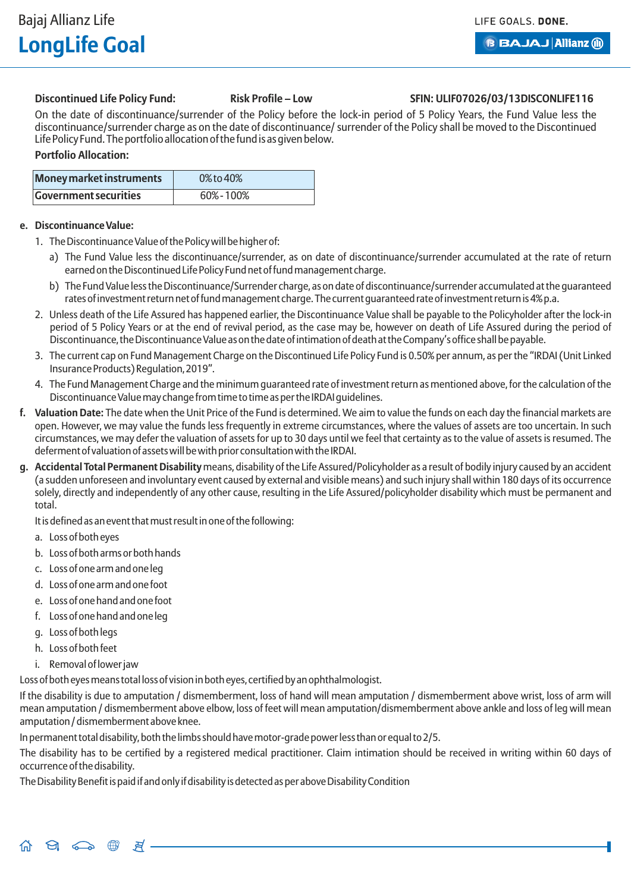**Discontinued Life Policy Fund:** **Risk Profile – Low** **SFIN: ULIF07026/03/13DISCONLIFE116**

On the date of discontinuance/surrender of the Policy before the lock-in period of 5 Policy Years, the Fund Value less the discontinuance/surrender charge as on the date of discontinuance/ surrender of the Policy shall be moved to the Discontinued Life Policy Fund. The portfolio allocation of the fund is as given below.

**Portfolio Allocation:**

| Money market instruments | 0% to 40% |
|---|---|
| **Government securities** | 60% - 100% |

**e. Discontinuance Value:**

1. The Discontinuance Value of the Policy will be higher of:
   a) The Fund Value less the discontinuance/surrender, as on date of discontinuance/surrender accumulated at the rate of return earned on the Discontinued Life Policy Fund net of fund management charge.
   b) The Fund Value less the Discontinuance/Surrender charge, as on date of discontinuance/surrender accumulated at the guaranteed rates of investment return net of fund management charge. The current guaranteed rate of investment return is 4% p.a.
2. Unless death of the Life Assured has happened earlier, the Discontinuance Value shall be payable to the Policyholder after the lock-in period of 5 Policy Years or at the end of revival period, as the case may be, however on death of Life Assured during the period of Discontinuance, the Discontinuance Value as on the date of intimation of death at the Company's office shall be payable.
3. The current cap on Fund Management Charge on the Discontinued Life Policy Fund is 0.50% per annum, as per the "IRDAI (Unit Linked Insurance Products) Regulation, 2019".
4. The Fund Management Charge and the minimum guaranteed rate of investment return as mentioned above, for the calculation of the Discontinuance Value may change from time to time as per the IRDAI guidelines.

**f. Valuation Date:** The date when the Unit Price of the Fund is determined. We aim to value the funds on each day the financial markets are open. However, we may value the funds less frequently in extreme circumstances, where the values of assets are too uncertain. In such circumstances, we may defer the valuation of assets for up to 30 days until we feel that certainty as to the value of assets is resumed. The deferment of valuation of assets will be with prior consultation with the IRDAI.

**g. Accidental Total Permanent Disability** means, disability of the Life Assured/Policyholder as a result of bodily injury caused by an accident (a sudden unforeseen and involuntary event caused by external and visible means) and such injury shall within 180 days of its occurrence solely, directly and independently of any other cause, resulting in the Life Assured/policyholder disability which must be permanent and total.

It is defined as an event that must result in one of the following:

a. Loss of both eyes
b. Loss of both arms or both hands
c. Loss of one arm and one leg
d. Loss of one arm and one foot
e. Loss of one hand and one foot
f. Loss of one hand and one leg
g. Loss of both legs
h. Loss of both feet
i. Removal of lower jaw

Loss of both eyes means total loss of vision in both eyes, certified by an ophthalmologist.

If the disability is due to amputation / dismemberment, loss of hand will mean amputation / dismemberment above wrist, loss of arm will mean amputation / dismemberment above elbow, loss of feet will mean amputation/dismemberment above ankle and loss of leg will mean amputation / dismemberment above knee.

In permanent total disability, both the limbs should have motor-grade power less than or equal to 2/5.

The disability has to be certified by a registered medical practitioner. Claim intimation should be received in writing within 60 days of occurrence of the disability.

The Disability Benefit is paid if and only if disability is detected as per above Disability Condition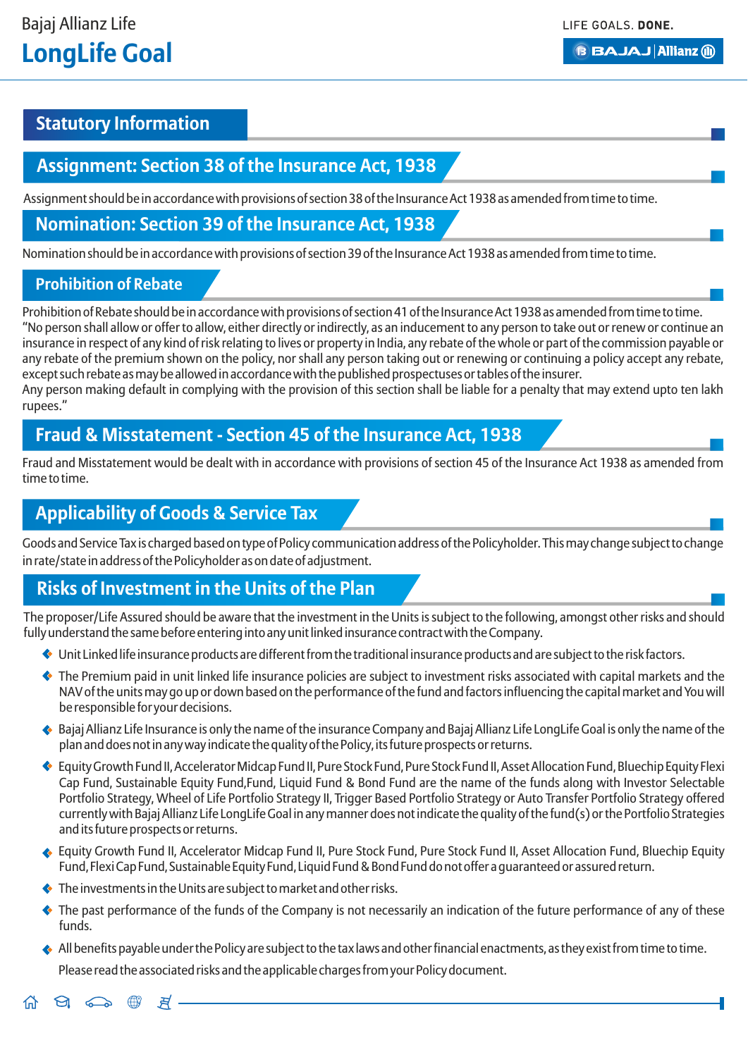## Statutory Information

### Assignment: Section 38 of the Insurance Act, 1938

Assignment should be in accordance with provisions of section 38 of the Insurance Act 1938 as amended from time to time.

### Nomination: Section 39 of the Insurance Act, 1938

Nomination should be in accordance with provisions of section 39 of the Insurance Act 1938 as amended from time to time.

### Prohibition of Rebate

Prohibition of Rebate should be in accordance with provisions of section 41 of the Insurance Act 1938 as amended from time to time. "No person shall allow or offer to allow, either directly or indirectly, as an inducement to any person to take out or renew or continue an insurance in respect of any kind of risk relating to lives or property in India, any rebate of the whole or part of the commission payable or any rebate of the premium shown on the policy, nor shall any person taking out or renewing or continuing a policy accept any rebate, except such rebate as may be allowed in accordance with the published prospectuses or tables of the insurer.
Any person making default in complying with the provision of this section shall be liable for a penalty that may extend upto ten lakh rupees."

### Fraud & Misstatement - Section 45 of the Insurance Act, 1938

Fraud and Misstatement would be dealt with in accordance with provisions of section 45 of the Insurance Act 1938 as amended from time to time.

### Applicability of Goods & Service Tax

Goods and Service Tax is charged based on type of Policy communication address of the Policyholder. This may change subject to change in rate/state in address of the Policyholder as on date of adjustment.

### Risks of Investment in the Units of the Plan

The proposer/Life Assured should be aware that the investment in the Units is subject to the following, amongst other risks and should fully understand the same before entering into any unit linked insurance contract with the Company.

- Unit Linked life insurance products are different from the traditional insurance products and are subject to the risk factors.
- The Premium paid in unit linked life insurance policies are subject to investment risks associated with capital markets and the NAV of the units may go up or down based on the performance of the fund and factors influencing the capital market and You will be responsible for your decisions.
- Bajaj Allianz Life Insurance is only the name of the insurance Company and Bajaj Allianz Life LongLife Goal is only the name of the plan and does not in any way indicate the quality of the Policy, its future prospects or returns.
- Equity Growth Fund II, Accelerator Midcap Fund II, Pure Stock Fund, Pure Stock Fund II, Asset Allocation Fund, Bluechip Equity Flexi Cap Fund, Sustainable Equity Fund,Fund, Liquid Fund & Bond Fund are the name of the funds along with Investor Selectable Portfolio Strategy, Wheel of Life Portfolio Strategy II, Trigger Based Portfolio Strategy or Auto Transfer Portfolio Strategy offered currently with Bajaj Allianz Life LongLife Goal in any manner does not indicate the quality of the fund(s) or the Portfolio Strategies and its future prospects or returns.
- Equity Growth Fund II, Accelerator Midcap Fund II, Pure Stock Fund, Pure Stock Fund II, Asset Allocation Fund, Bluechip Equity Fund, Flexi Cap Fund, Sustainable Equity Fund, Liquid Fund & Bond Fund do not offer a guaranteed or assured return.
- The investments in the Units are subject to market and other risks.
- The past performance of the funds of the Company is not necessarily an indication of the future performance of any of these funds.
- All benefits payable under the Policy are subject to the tax laws and other financial enactments, as they exist from time to time.

  Please read the associated risks and the applicable charges from your Policy document.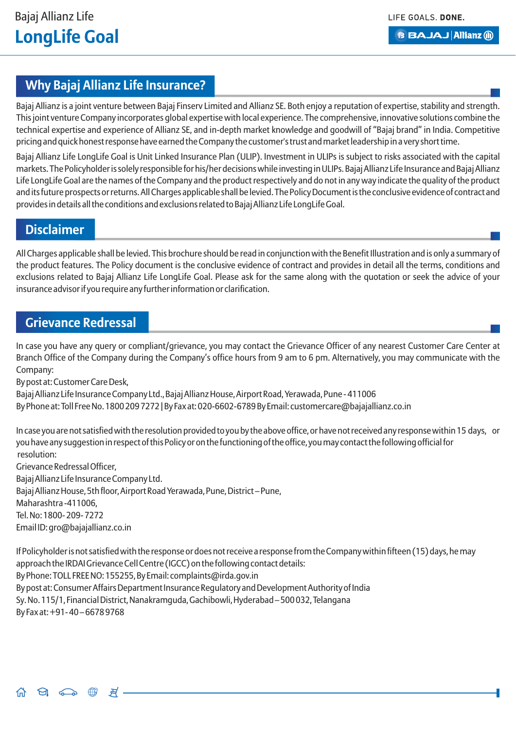## Why Bajaj Allianz Life Insurance?

Bajaj Allianz is a joint venture between Bajaj Finserv Limited and Allianz SE. Both enjoy a reputation of expertise, stability and strength. This joint venture Company incorporates global expertise with local experience. The comprehensive, innovative solutions combine the technical expertise and experience of Allianz SE, and in-depth market knowledge and goodwill of "Bajaj brand" in India. Competitive pricing and quick honest response have earned the Company the customer's trust and market leadership in a very short time.

Bajaj Allianz Life LongLife Goal is Unit Linked Insurance Plan (ULIP). Investment in ULIPs is subject to risks associated with the capital markets. The Policyholder is solely responsible for his/her decisions while investing in ULIPs. Bajaj Allianz Life Insurance and Bajaj Allianz Life LongLife Goal are the names of the Company and the product respectively and do not in any way indicate the quality of the product and its future prospects or returns. All Charges applicable shall be levied. The Policy Document is the conclusive evidence of contract and provides in details all the conditions and exclusions related to Bajaj Allianz Life LongLife Goal.

## Disclaimer

All Charges applicable shall be levied. This brochure should be read in conjunction with the Benefit Illustration and is only a summary of the product features. The Policy document is the conclusive evidence of contract and provides in detail all the terms, conditions and exclusions related to Bajaj Allianz Life LongLife Goal. Please ask for the same along with the quotation or seek the advice of your insurance advisor if you require any further information or clarification.

## Grievance Redressal

In case you have any query or compliant/grievance, you may contact the Grievance Officer of any nearest Customer Care Center at Branch Office of the Company during the Company's office hours from 9 am to 6 pm. Alternatively, you may communicate with the Company:

By post at: Customer Care Desk,
Bajaj Allianz Life Insurance Company Ltd., Bajaj Allianz House, Airport Road, Yerawada, Pune - 411006
By Phone at: Toll Free No. 1800 209 7272 | By Fax at: 020-6602-6789 By Email: customercare@bajajallianz.co.in

In case you are not satisfied with the resolution provided to you by the above office, or have not received any response within 15 days, or you have any suggestion in respect of this Policy or on the functioning of the office, you may contact the following official for resolution:

Grievance Redressal Officer,
Bajaj Allianz Life Insurance Company Ltd.
Bajaj Allianz House, 5th floor, Airport Road Yerawada, Pune, District – Pune,
Maharashtra -411006,
Tel. No: 1800- 209- 7272
Email ID: gro@bajajallianz.co.in

If Policyholder is not satisfied with the response or does not receive a response from the Company within fifteen (15) days, he may approach the IRDAI Grievance Cell Centre (IGCC) on the following contact details:

By Phone: TOLL FREE NO: 155255, By Email: complaints@irda.gov.in
By post at: Consumer Affairs Department Insurance Regulatory and Development Authority of India
Sy. No. 115/1, Financial District, Nanakramguda, Gachibowli, Hyderabad – 500 032, Telangana
By Fax at: +91- 40 – 6678 9768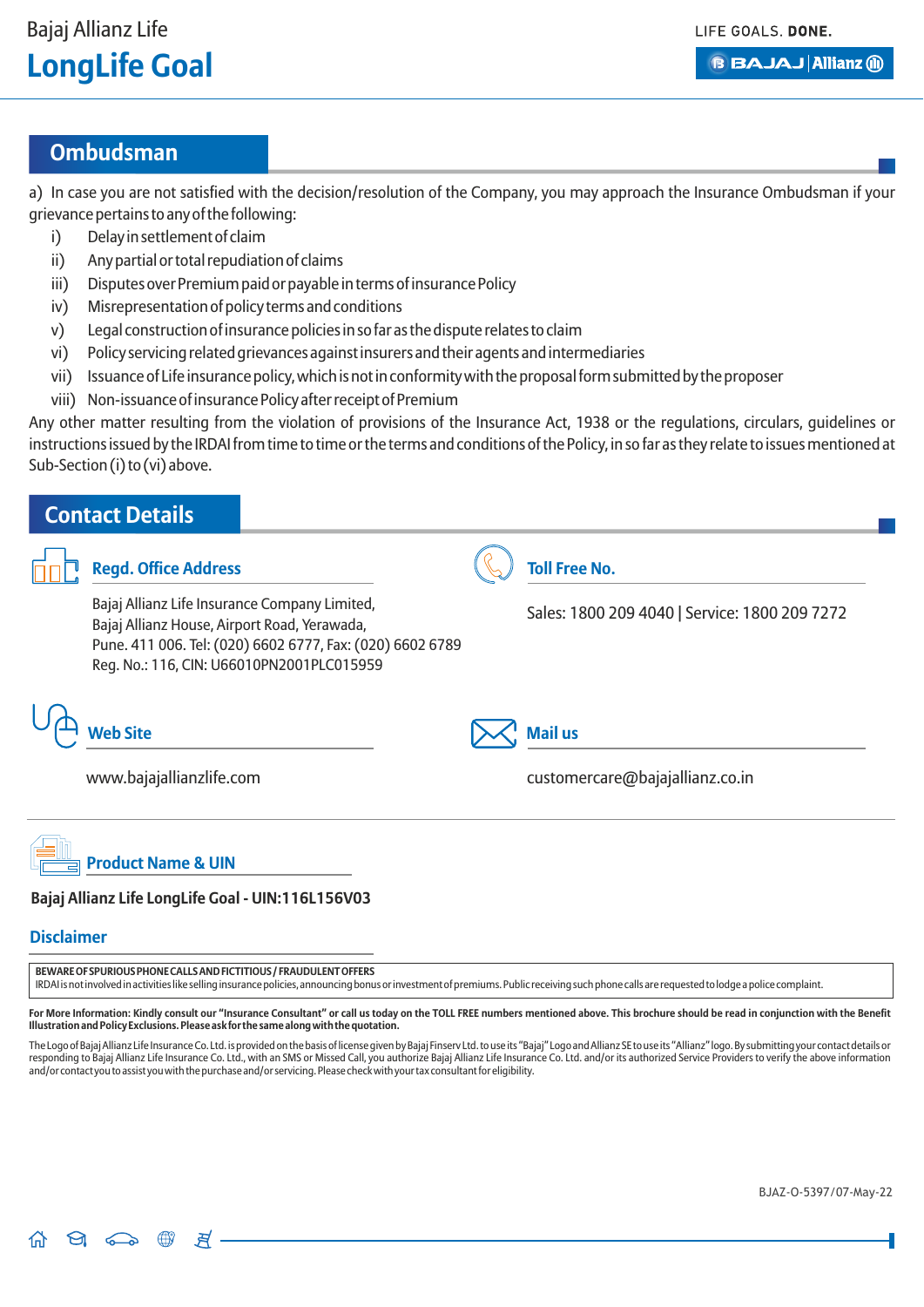## Ombudsman

a) In case you are not satisfied with the decision/resolution of the Company, you may approach the Insurance Ombudsman if your grievance pertains to any of the following:

i) Delay in settlement of claim
ii) Any partial or total repudiation of claims
iii) Disputes over Premium paid or payable in terms of insurance Policy
iv) Misrepresentation of policy terms and conditions
v) Legal construction of insurance policies in so far as the dispute relates to claim
vi) Policy servicing related grievances against insurers and their agents and intermediaries
vii) Issuance of Life insurance policy, which is not in conformity with the proposal form submitted by the proposer
viii) Non-issuance of insurance Policy after receipt of Premium

Any other matter resulting from the violation of provisions of the Insurance Act, 1938 or the regulations, circulars, guidelines or instructions issued by the IRDAI from time to time or the terms and conditions of the Policy, in so far as they relate to issues mentioned at Sub-Section (i) to (vi) above.

## Contact Details

### Regd. Office Address

Bajaj Allianz Life Insurance Company Limited,
Bajaj Allianz House, Airport Road, Yerawada,
Pune. 411 006. Tel: (020) 6602 6777, Fax: (020) 6602 6789
Reg. No.: 116, CIN: U66010PN2001PLC015959

### Toll Free No.

Sales: 1800 209 4040 | Service: 1800 209 7272

### Web Site

www.bajajallianzlife.com

### Mail us

customercare@bajajallianz.co.in

### Product Name & UIN

**Bajaj Allianz Life LongLife Goal - UIN:116L156V03**

### Disclaimer

**BEWARE OF SPURIOUS PHONE CALLS AND FICTITIOUS / FRAUDULENT OFFERS**
IRDAI is not involved in activities like selling insurance policies, announcing bonus or investment of premiums. Public receiving such phone calls are requested to lodge a police complaint.

**For More Information: Kindly consult our "Insurance Consultant" or call us today on the TOLL FREE numbers mentioned above. This brochure should be read in conjunction with the Benefit Illustration and Policy Exclusions. Please ask for the same along with the quotation.**

The Logo of Bajaj Allianz Life Insurance Co. Ltd. is provided on the basis of license given by Bajaj Finserv Ltd. to use its "Bajaj" Logo and Allianz SE to use its "Allianz" logo. By submitting your contact details or responding to Bajaj Allianz Life Insurance Co. Ltd., with an SMS or Missed Call, you authorize Bajaj Allianz Life Insurance Co. Ltd. and/or its authorized Service Providers to verify the above information and/or contact you to assist you with the purchase and/or servicing. Please check with your tax consultant for eligibility.

BJAZ-O-5397/07-May-22